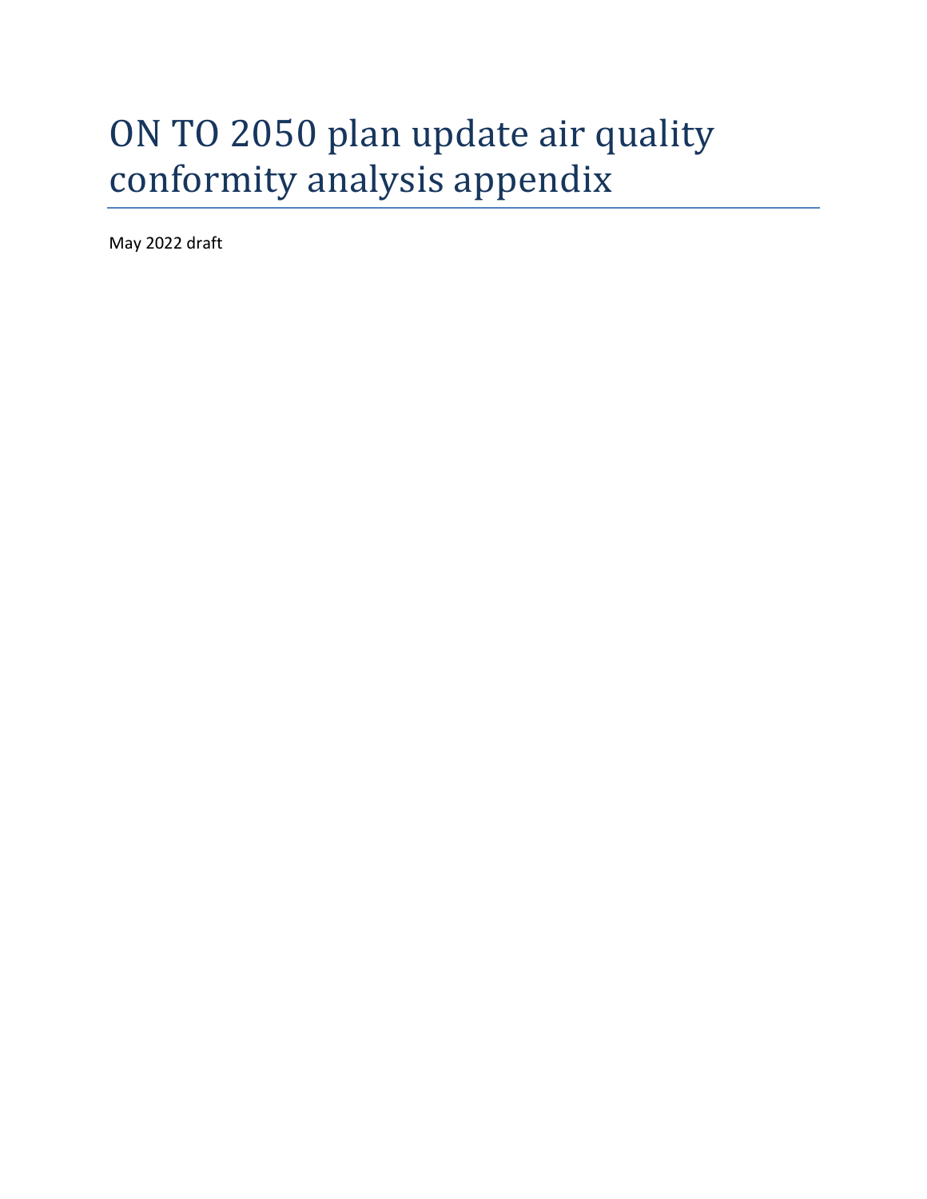# ON TO 2050 plan update air quality conformity analysis appendix

May 2022 draft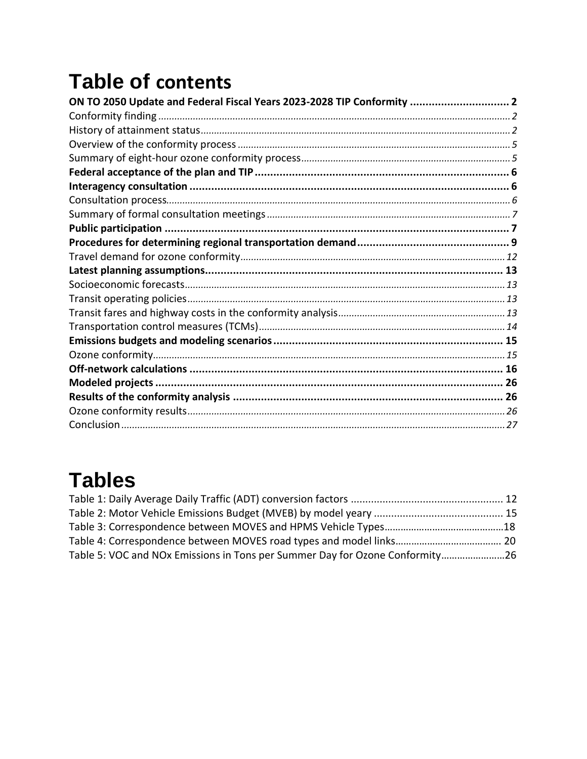# Table of contents

**ON TO 2050 Update and Federal Fiscal Years 2023-2028 TIP Conformity ................................ 2**

Conformity finding ........................................................................................................................ 2

History of attainment status........................................................................................................ 2

Overview of the conformity process ............................................................................................ 5

Summary of eight-hour ozone conformity process....................................................................... 5

**Federal acceptance of the plan and TIP .................................................................................. 6**

**Interagency consultation ...................................................................................................... 6**

Consultation process..................................................................................................................... 6

Summary of formal consultation meetings .................................................................................. 7

**Public participation .............................................................................................................. 7**

**Procedures for determining regional transportation demand ................................................ 9**

Travel demand for ozone conformity.......................................................................................... 12

**Latest planning assumptions................................................................................................ 13**

Socioeconomic forecasts............................................................................................................. 13

Transit operating policies............................................................................................................. 13

Transit fares and highway costs in the conformity analysis........................................................ 13

Transportation control measures (TCMs).................................................................................... 14

**Emissions budgets and modeling scenarios ......................................................................... 15**

Ozone conformity........................................................................................................................ 15

**Off-network calculations .................................................................................................... 16**

**Modeled projects ............................................................................................................... 26**

**Results of the conformity analysis ....................................................................................... 26**

Ozone conformity results............................................................................................................. 26

Conclusion .................................................................................................................................. 27

# Tables

Table 1: Daily Average Daily Traffic (ADT) conversion factors .................................................... 12

Table 2: Motor Vehicle Emissions Budget (MVEB) by model yeary ............................................ 15

Table 3: Correspondence between MOVES and HPMS Vehicle Types............................................18

Table 4: Correspondence between MOVES road types and model links....................................... 20

Table 5: VOC and NOx Emissions in Tons per Summer Day for Ozone Conformity.......................26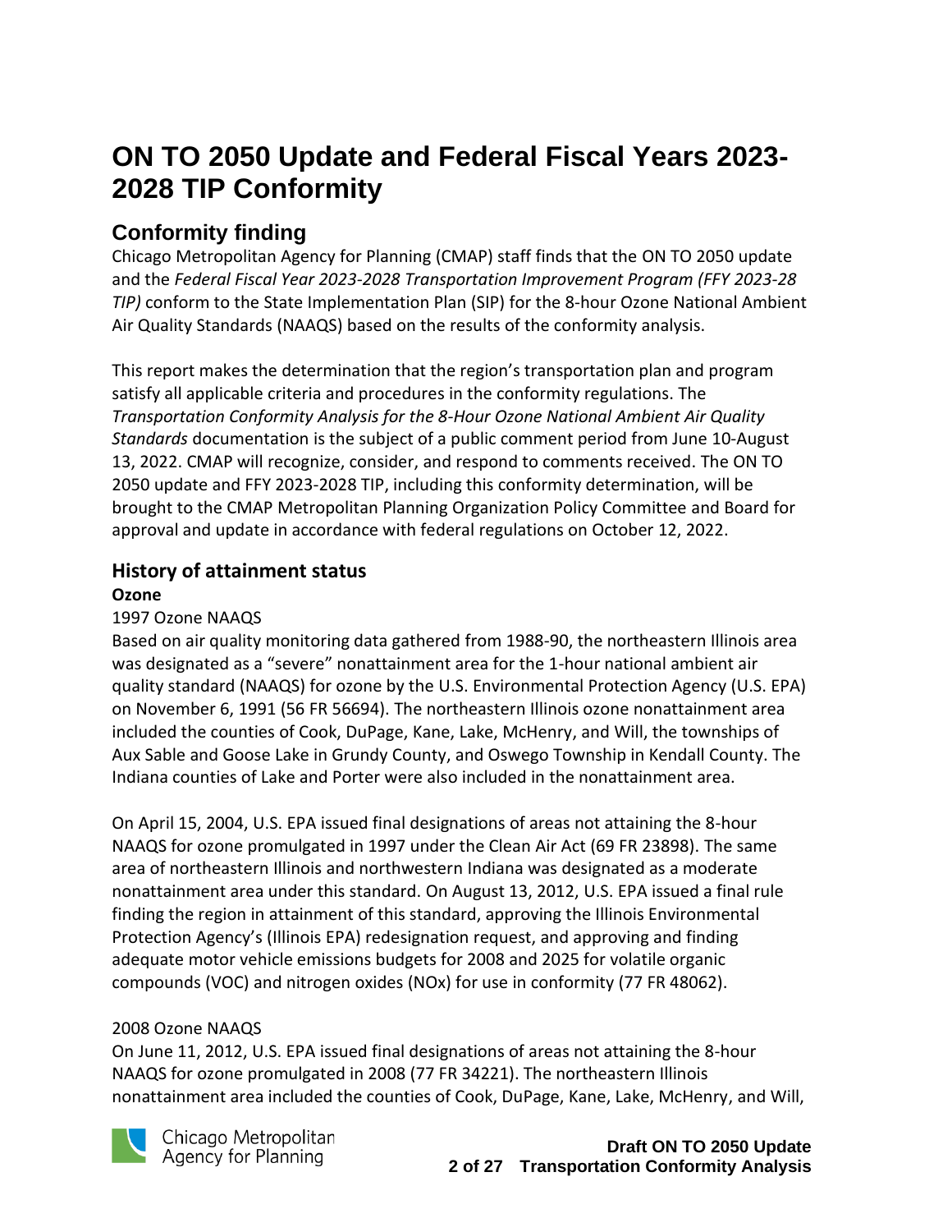# ON TO 2050 Update and Federal Fiscal Years 2023-2028 TIP Conformity

## Conformity finding

Chicago Metropolitan Agency for Planning (CMAP) staff finds that the ON TO 2050 update and the *Federal Fiscal Year 2023-2028 Transportation Improvement Program (FFY 2023-28 TIP)* conform to the State Implementation Plan (SIP) for the 8-hour Ozone National Ambient Air Quality Standards (NAAQS) based on the results of the conformity analysis.

This report makes the determination that the region's transportation plan and program satisfy all applicable criteria and procedures in the conformity regulations. The *Transportation Conformity Analysis for the 8-Hour Ozone National Ambient Air Quality Standards* documentation is the subject of a public comment period from June 10-August 13, 2022. CMAP will recognize, consider, and respond to comments received. The ON TO 2050 update and FFY 2023-2028 TIP, including this conformity determination, will be brought to the CMAP Metropolitan Planning Organization Policy Committee and Board for approval and update in accordance with federal regulations on October 12, 2022.

### History of attainment status

**Ozone**

1997 Ozone NAAQS

Based on air quality monitoring data gathered from 1988-90, the northeastern Illinois area was designated as a "severe" nonattainment area for the 1-hour national ambient air quality standard (NAAQS) for ozone by the U.S. Environmental Protection Agency (U.S. EPA) on November 6, 1991 (56 FR 56694). The northeastern Illinois ozone nonattainment area included the counties of Cook, DuPage, Kane, Lake, McHenry, and Will, the townships of Aux Sable and Goose Lake in Grundy County, and Oswego Township in Kendall County. The Indiana counties of Lake and Porter were also included in the nonattainment area.

On April 15, 2004, U.S. EPA issued final designations of areas not attaining the 8-hour NAAQS for ozone promulgated in 1997 under the Clean Air Act (69 FR 23898). The same area of northeastern Illinois and northwestern Indiana was designated as a moderate nonattainment area under this standard. On August 13, 2012, U.S. EPA issued a final rule finding the region in attainment of this standard, approving the Illinois Environmental Protection Agency's (Illinois EPA) redesignation request, and approving and finding adequate motor vehicle emissions budgets for 2008 and 2025 for volatile organic compounds (VOC) and nitrogen oxides (NOx) for use in conformity (77 FR 48062).

2008 Ozone NAAQS

On June 11, 2012, U.S. EPA issued final designations of areas not attaining the 8-hour NAAQS for ozone promulgated in 2008 (77 FR 34221). The northeastern Illinois nonattainment area included the counties of Cook, DuPage, Kane, Lake, McHenry, and Will,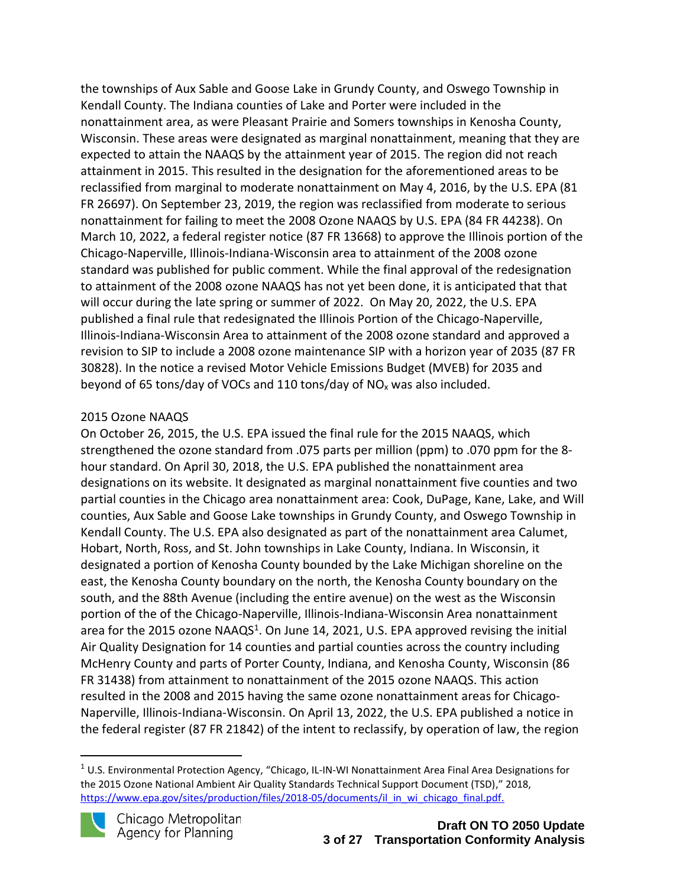the townships of Aux Sable and Goose Lake in Grundy County, and Oswego Township in Kendall County. The Indiana counties of Lake and Porter were included in the nonattainment area, as were Pleasant Prairie and Somers townships in Kenosha County, Wisconsin. These areas were designated as marginal nonattainment, meaning that they are expected to attain the NAAQS by the attainment year of 2015. The region did not reach attainment in 2015. This resulted in the designation for the aforementioned areas to be reclassified from marginal to moderate nonattainment on May 4, 2016, by the U.S. EPA (81 FR 26697). On September 23, 2019, the region was reclassified from moderate to serious nonattainment for failing to meet the 2008 Ozone NAAQS by U.S. EPA (84 FR 44238). On March 10, 2022, a federal register notice (87 FR 13668) to approve the Illinois portion of the Chicago-Naperville, Illinois-Indiana-Wisconsin area to attainment of the 2008 ozone standard was published for public comment. While the final approval of the redesignation to attainment of the 2008 ozone NAAQS has not yet been done, it is anticipated that that will occur during the late spring or summer of 2022. On May 20, 2022, the U.S. EPA published a final rule that redesignated the Illinois Portion of the Chicago-Naperville, Illinois-Indiana-Wisconsin Area to attainment of the 2008 ozone standard and approved a revision to SIP to include a 2008 ozone maintenance SIP with a horizon year of 2035 (87 FR 30828). In the notice a revised Motor Vehicle Emissions Budget (MVEB) for 2035 and beyond of 65 tons/day of VOCs and 110 tons/day of $NO_x$ was also included.

2015 Ozone NAAQS

On October 26, 2015, the U.S. EPA issued the final rule for the 2015 NAAQS, which strengthened the ozone standard from .075 parts per million (ppm) to .070 ppm for the 8-hour standard. On April 30, 2018, the U.S. EPA published the nonattainment area designations on its website. It designated as marginal nonattainment five counties and two partial counties in the Chicago area nonattainment area: Cook, DuPage, Kane, Lake, and Will counties, Aux Sable and Goose Lake townships in Grundy County, and Oswego Township in Kendall County. The U.S. EPA also designated as part of the nonattainment area Calumet, Hobart, North, Ross, and St. John townships in Lake County, Indiana. In Wisconsin, it designated a portion of Kenosha County bounded by the Lake Michigan shoreline on the east, the Kenosha County boundary on the north, the Kenosha County boundary on the south, and the 88th Avenue (including the entire avenue) on the west as the Wisconsin portion of the of the Chicago-Naperville, Illinois-Indiana-Wisconsin Area nonattainment area for the 2015 ozone NAAQS[1]. On June 14, 2021, U.S. EPA approved revising the initial Air Quality Designation for 14 counties and partial counties across the country including McHenry County and parts of Porter County, Indiana, and Kenosha County, Wisconsin (86 FR 31438) from attainment to nonattainment of the 2015 ozone NAAQS. This action resulted in the 2008 and 2015 having the same ozone nonattainment areas for Chicago-Naperville, Illinois-Indiana-Wisconsin. On April 13, 2022, the U.S. EPA published a notice in the federal register (87 FR 21842) of the intent to reclassify, by operation of law, the region

[1] U.S. Environmental Protection Agency, "Chicago, IL-IN-WI Nonattainment Area Final Area Designations for the 2015 Ozone National Ambient Air Quality Standards Technical Support Document (TSD)," 2018, https://www.epa.gov/sites/production/files/2018-05/documents/il_in_wi_chicago_final.pdf.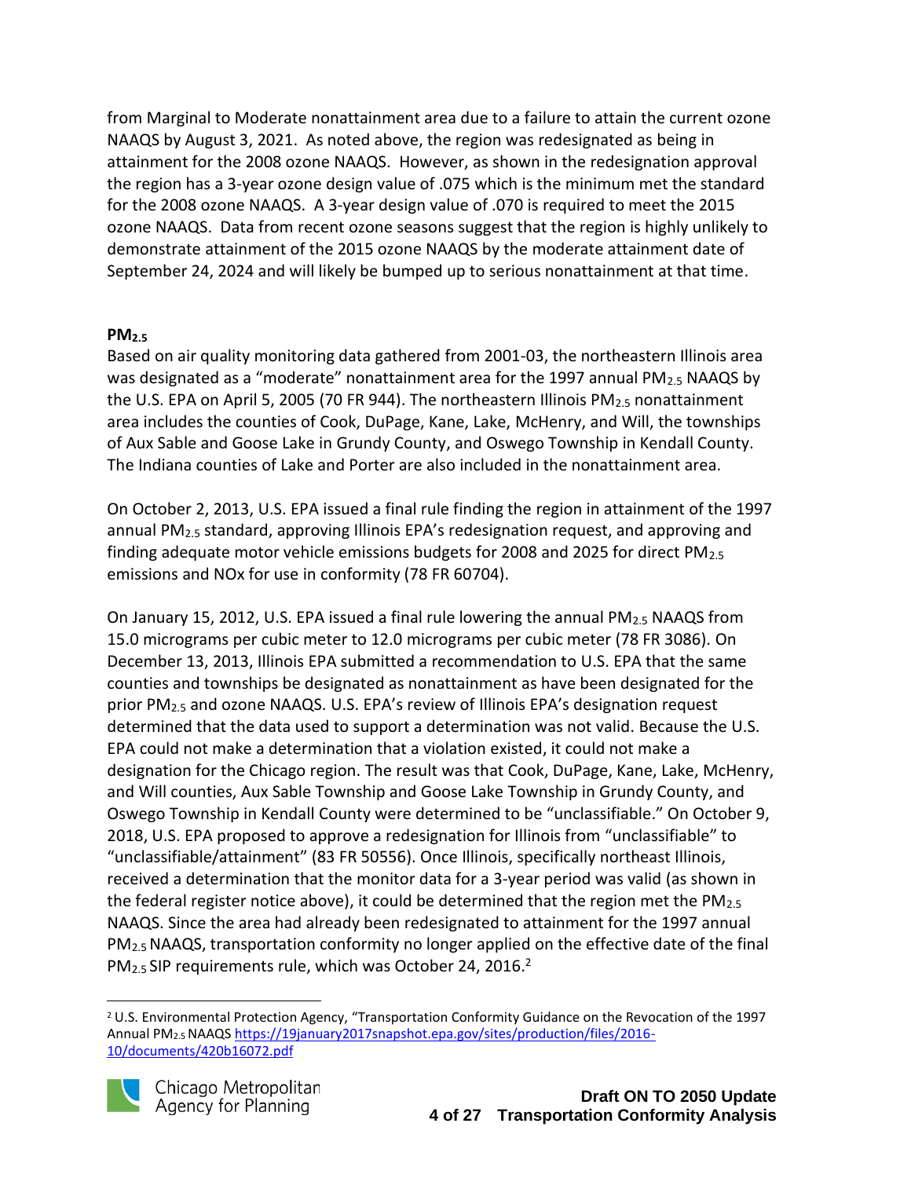from Marginal to Moderate nonattainment area due to a failure to attain the current ozone NAAQS by August 3, 2021. As noted above, the region was redesignated as being in attainment for the 2008 ozone NAAQS. However, as shown in the redesignation approval the region has a 3-year ozone design value of .075 which is the minimum met the standard for the 2008 ozone NAAQS. A 3-year design value of .070 is required to meet the 2015 ozone NAAQS. Data from recent ozone seasons suggest that the region is highly unlikely to demonstrate attainment of the 2015 ozone NAAQS by the moderate attainment date of September 24, 2024 and will likely be bumped up to serious nonattainment at that time.

**$PM_{2.5}$**

Based on air quality monitoring data gathered from 2001-03, the northeastern Illinois area was designated as a "moderate" nonattainment area for the 1997 annual $PM_{2.5}$ NAAQS by the U.S. EPA on April 5, 2005 (70 FR 944). The northeastern Illinois $PM_{2.5}$ nonattainment area includes the counties of Cook, DuPage, Kane, Lake, McHenry, and Will, the townships of Aux Sable and Goose Lake in Grundy County, and Oswego Township in Kendall County. The Indiana counties of Lake and Porter are also included in the nonattainment area.

On October 2, 2013, U.S. EPA issued a final rule finding the region in attainment of the 1997 annual $PM_{2.5}$ standard, approving Illinois EPA's redesignation request, and approving and finding adequate motor vehicle emissions budgets for 2008 and 2025 for direct $PM_{2.5}$ emissions and NOx for use in conformity (78 FR 60704).

On January 15, 2012, U.S. EPA issued a final rule lowering the annual $PM_{2.5}$ NAAQS from 15.0 micrograms per cubic meter to 12.0 micrograms per cubic meter (78 FR 3086). On December 13, 2013, Illinois EPA submitted a recommendation to U.S. EPA that the same counties and townships be designated as nonattainment as have been designated for the prior $PM_{2.5}$ and ozone NAAQS. U.S. EPA's review of Illinois EPA's designation request determined that the data used to support a determination was not valid. Because the U.S. EPA could not make a determination that a violation existed, it could not make a designation for the Chicago region. The result was that Cook, DuPage, Kane, Lake, McHenry, and Will counties, Aux Sable Township and Goose Lake Township in Grundy County, and Oswego Township in Kendall County were determined to be "unclassifiable." On October 9, 2018, U.S. EPA proposed to approve a redesignation for Illinois from "unclassifiable" to "unclassifiable/attainment" (83 FR 50556). Once Illinois, specifically northeast Illinois, received a determination that the monitor data for a 3-year period was valid (as shown in the federal register notice above), it could be determined that the region met the $PM_{2.5}$ NAAQS. Since the area had already been redesignated to attainment for the 1997 annual $PM_{2.5}$ NAAQS, transportation conformity no longer applied on the effective date of the final $PM_{2.5}$ SIP requirements rule, which was October 24, 2016.[2]

[2] U.S. Environmental Protection Agency, "Transportation Conformity Guidance on the Revocation of the 1997 Annual $PM_{2.5}$ NAAQS https://19january2017snapshot.epa.gov/sites/production/files/2016-10/documents/420b16072.pdf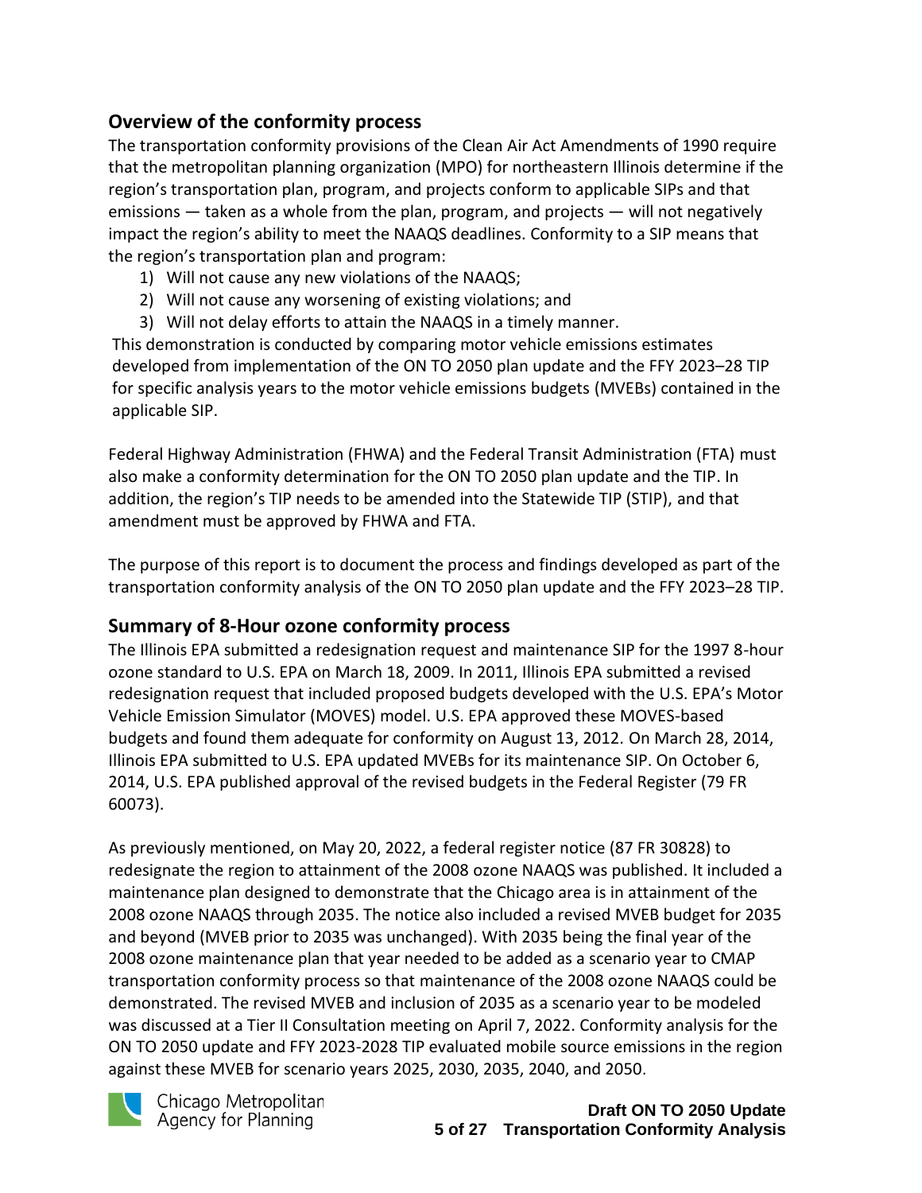## Overview of the conformity process

The transportation conformity provisions of the Clean Air Act Amendments of 1990 require that the metropolitan planning organization (MPO) for northeastern Illinois determine if the region's transportation plan, program, and projects conform to applicable SIPs and that emissions — taken as a whole from the plan, program, and projects — will not negatively impact the region's ability to meet the NAAQS deadlines. Conformity to a SIP means that the region's transportation plan and program:

1) Will not cause any new violations of the NAAQS;
2) Will not cause any worsening of existing violations; and
3) Will not delay efforts to attain the NAAQS in a timely manner.

This demonstration is conducted by comparing motor vehicle emissions estimates developed from implementation of the ON TO 2050 plan update and the FFY 2023–28 TIP for specific analysis years to the motor vehicle emissions budgets (MVEBs) contained in the applicable SIP.

Federal Highway Administration (FHWA) and the Federal Transit Administration (FTA) must also make a conformity determination for the ON TO 2050 plan update and the TIP. In addition, the region's TIP needs to be amended into the Statewide TIP (STIP), and that amendment must be approved by FHWA and FTA.

The purpose of this report is to document the process and findings developed as part of the transportation conformity analysis of the ON TO 2050 plan update and the FFY 2023–28 TIP.

## Summary of 8-Hour ozone conformity process

The Illinois EPA submitted a redesignation request and maintenance SIP for the 1997 8-hour ozone standard to U.S. EPA on March 18, 2009. In 2011, Illinois EPA submitted a revised redesignation request that included proposed budgets developed with the U.S. EPA's Motor Vehicle Emission Simulator (MOVES) model. U.S. EPA approved these MOVES-based budgets and found them adequate for conformity on August 13, 2012. On March 28, 2014, Illinois EPA submitted to U.S. EPA updated MVEBs for its maintenance SIP. On October 6, 2014, U.S. EPA published approval of the revised budgets in the Federal Register (79 FR 60073).

As previously mentioned, on May 20, 2022, a federal register notice (87 FR 30828) to redesignate the region to attainment of the 2008 ozone NAAQS was published. It included a maintenance plan designed to demonstrate that the Chicago area is in attainment of the 2008 ozone NAAQS through 2035. The notice also included a revised MVEB budget for 2035 and beyond (MVEB prior to 2035 was unchanged). With 2035 being the final year of the 2008 ozone maintenance plan that year needed to be added as a scenario year to CMAP transportation conformity process so that maintenance of the 2008 ozone NAAQS could be demonstrated. The revised MVEB and inclusion of 2035 as a scenario year to be modeled was discussed at a Tier II Consultation meeting on April 7, 2022. Conformity analysis for the ON TO 2050 update and FFY 2023-2028 TIP evaluated mobile source emissions in the region against these MVEB for scenario years 2025, 2030, 2035, 2040, and 2050.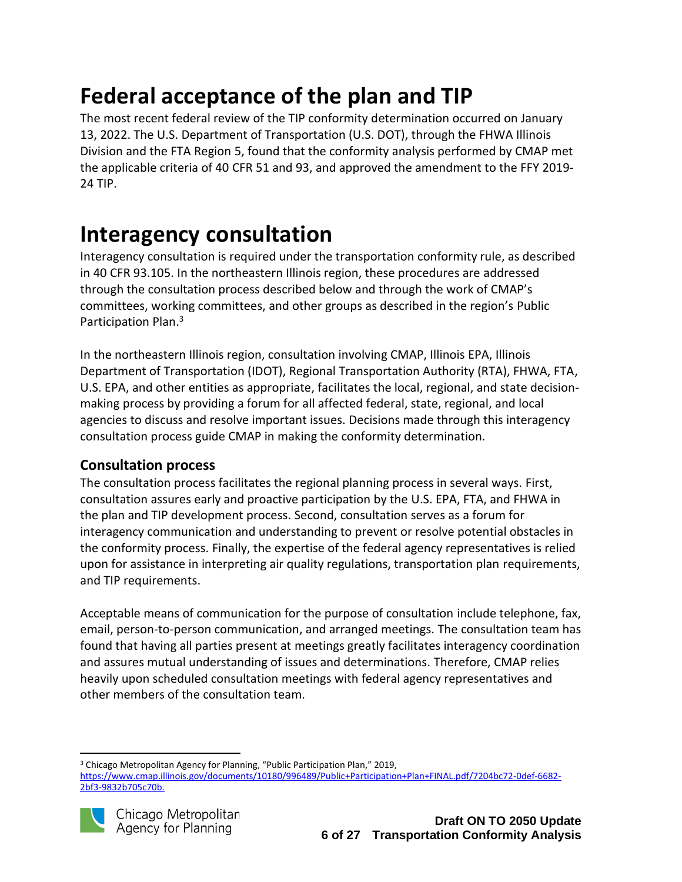# Federal acceptance of the plan and TIP

The most recent federal review of the TIP conformity determination occurred on January 13, 2022. The U.S. Department of Transportation (U.S. DOT), through the FHWA Illinois Division and the FTA Region 5, found that the conformity analysis performed by CMAP met the applicable criteria of 40 CFR 51 and 93, and approved the amendment to the FFY 2019-24 TIP.

# Interagency consultation

Interagency consultation is required under the transportation conformity rule, as described in 40 CFR 93.105. In the northeastern Illinois region, these procedures are addressed through the consultation process described below and through the work of CMAP's committees, working committees, and other groups as described in the region's Public Participation Plan.[3]

In the northeastern Illinois region, consultation involving CMAP, Illinois EPA, Illinois Department of Transportation (IDOT), Regional Transportation Authority (RTA), FHWA, FTA, U.S. EPA, and other entities as appropriate, facilitates the local, regional, and state decision-making process by providing a forum for all affected federal, state, regional, and local agencies to discuss and resolve important issues. Decisions made through this interagency consultation process guide CMAP in making the conformity determination.

## Consultation process

The consultation process facilitates the regional planning process in several ways. First, consultation assures early and proactive participation by the U.S. EPA, FTA, and FHWA in the plan and TIP development process. Second, consultation serves as a forum for interagency communication and understanding to prevent or resolve potential obstacles in the conformity process. Finally, the expertise of the federal agency representatives is relied upon for assistance in interpreting air quality regulations, transportation plan requirements, and TIP requirements.

Acceptable means of communication for the purpose of consultation include telephone, fax, email, person-to-person communication, and arranged meetings. The consultation team has found that having all parties present at meetings greatly facilitates interagency coordination and assures mutual understanding of issues and determinations. Therefore, CMAP relies heavily upon scheduled consultation meetings with federal agency representatives and other members of the consultation team.

---

[3] Chicago Metropolitan Agency for Planning, "Public Participation Plan," 2019, https://www.cmap.illinois.gov/documents/10180/996489/Public+Participation+Plan+FINAL.pdf/7204bc72-0def-6682-2bf3-9832b705c70b.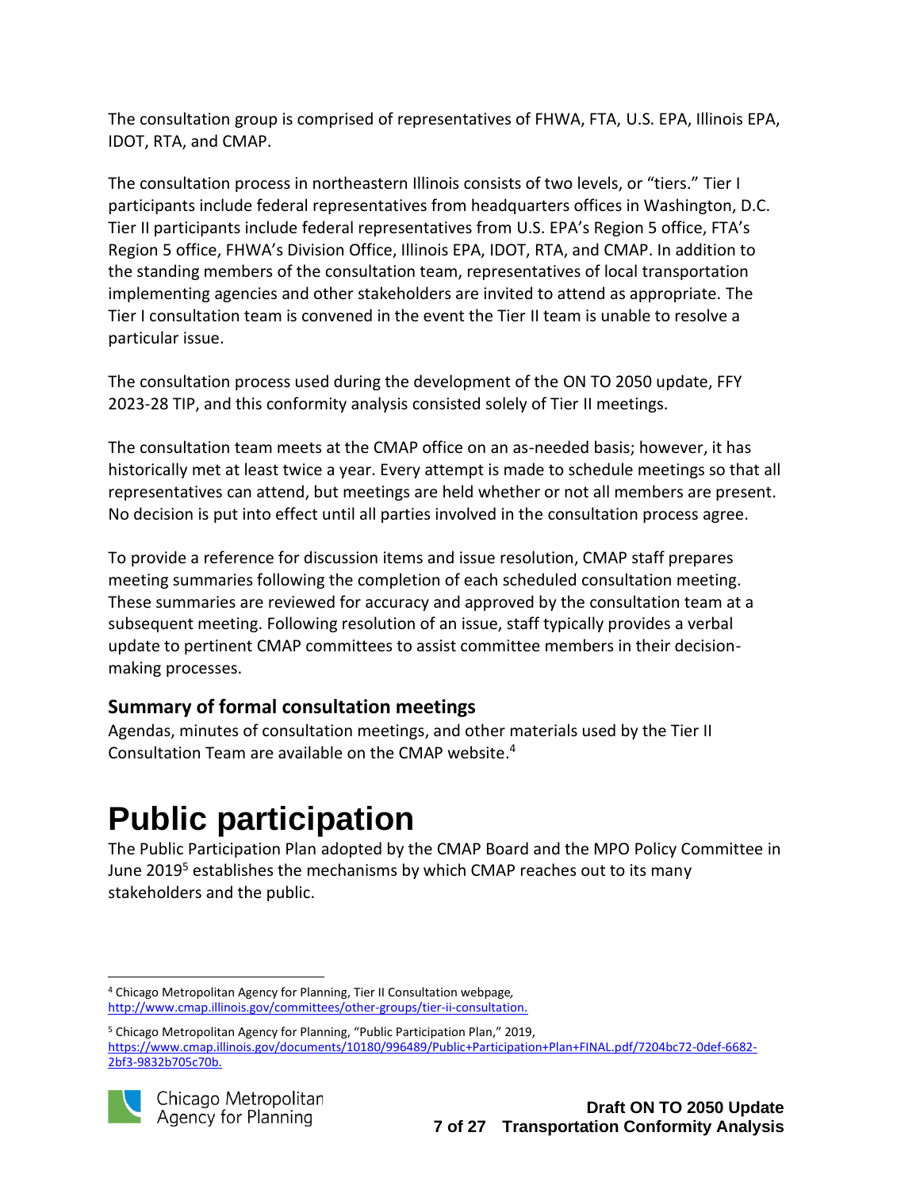The consultation group is comprised of representatives of FHWA, FTA, U.S. EPA, Illinois EPA, IDOT, RTA, and CMAP.

The consultation process in northeastern Illinois consists of two levels, or "tiers." Tier I participants include federal representatives from headquarters offices in Washington, D.C. Tier II participants include federal representatives from U.S. EPA's Region 5 office, FTA's Region 5 office, FHWA's Division Office, Illinois EPA, IDOT, RTA, and CMAP. In addition to the standing members of the consultation team, representatives of local transportation implementing agencies and other stakeholders are invited to attend as appropriate. The Tier I consultation team is convened in the event the Tier II team is unable to resolve a particular issue.

The consultation process used during the development of the ON TO 2050 update, FFY 2023-28 TIP, and this conformity analysis consisted solely of Tier II meetings.

The consultation team meets at the CMAP office on an as-needed basis; however, it has historically met at least twice a year. Every attempt is made to schedule meetings so that all representatives can attend, but meetings are held whether or not all members are present. No decision is put into effect until all parties involved in the consultation process agree.

To provide a reference for discussion items and issue resolution, CMAP staff prepares meeting summaries following the completion of each scheduled consultation meeting. These summaries are reviewed for accuracy and approved by the consultation team at a subsequent meeting. Following resolution of an issue, staff typically provides a verbal update to pertinent CMAP committees to assist committee members in their decision-making processes.

### Summary of formal consultation meetings

Agendas, minutes of consultation meetings, and other materials used by the Tier II Consultation Team are available on the CMAP website.[4]

# Public participation

The Public Participation Plan adopted by the CMAP Board and the MPO Policy Committee in June 2019[5] establishes the mechanisms by which CMAP reaches out to its many stakeholders and the public.

---

[4] Chicago Metropolitan Agency for Planning, Tier II Consultation webpage, http://www.cmap.illinois.gov/committees/other-groups/tier-ii-consultation.

[5] Chicago Metropolitan Agency for Planning, "Public Participation Plan," 2019, https://www.cmap.illinois.gov/documents/10180/996489/Public+Participation+Plan+FINAL.pdf/7204bc72-0def-6682-2bf3-9832b705c70b.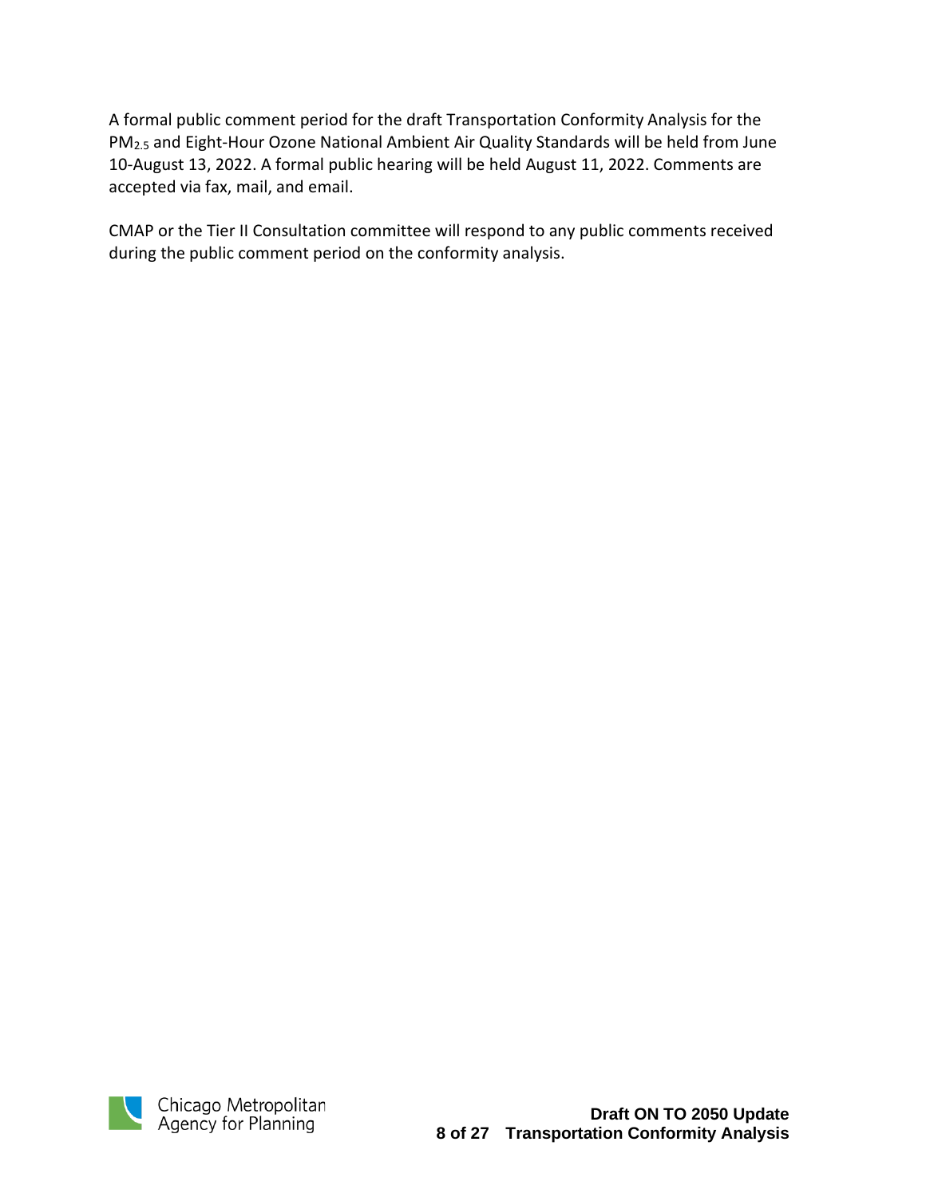A formal public comment period for the draft Transportation Conformity Analysis for the $PM_{2.5}$ and Eight-Hour Ozone National Ambient Air Quality Standards will be held from June 10-August 13, 2022. A formal public hearing will be held August 11, 2022. Comments are accepted via fax, mail, and email.

CMAP or the Tier II Consultation committee will respond to any public comments received during the public comment period on the conformity analysis.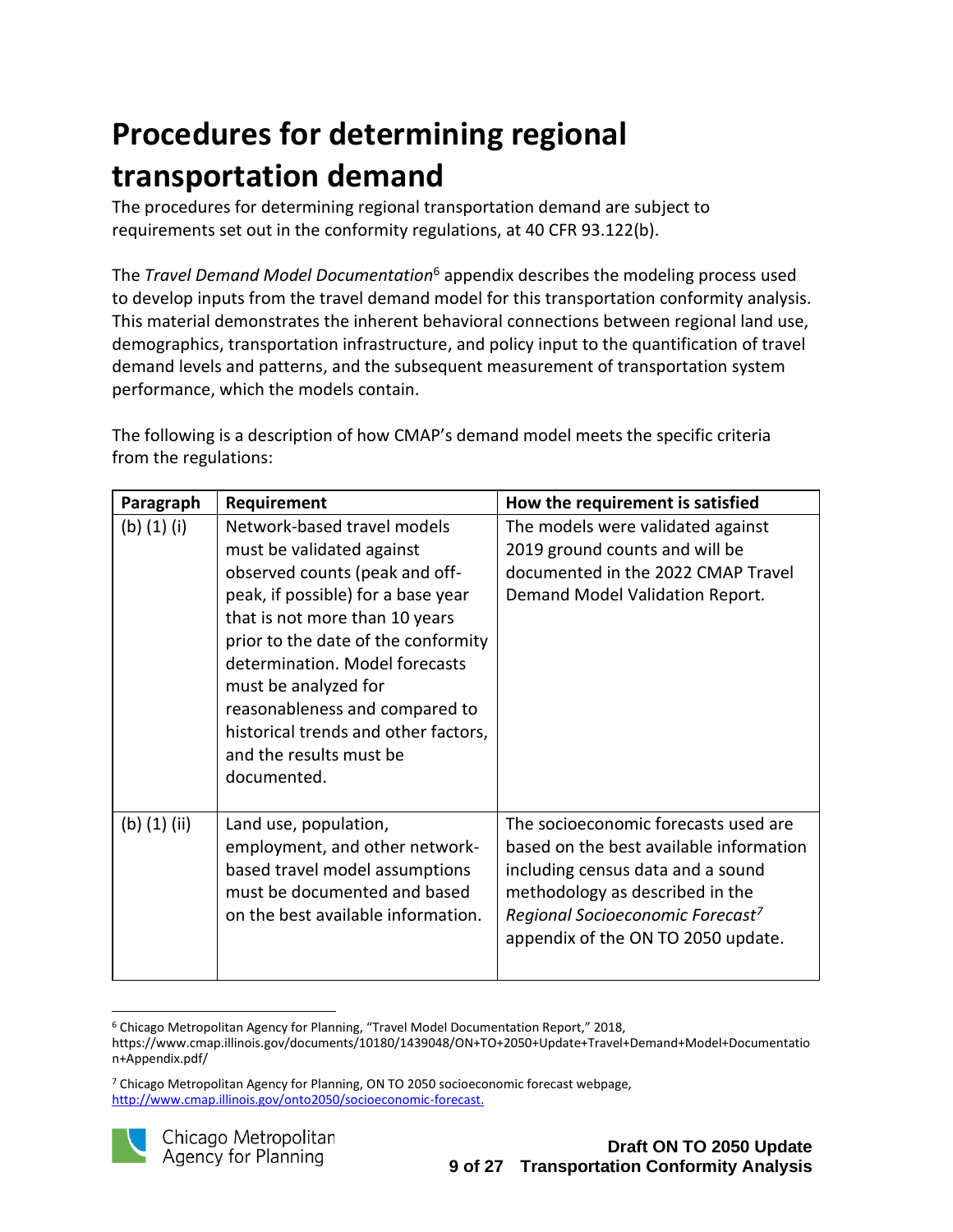# Procedures for determining regional transportation demand

The procedures for determining regional transportation demand are subject to requirements set out in the conformity regulations, at 40 CFR 93.122(b).

The *Travel Demand Model Documentation*[6] appendix describes the modeling process used to develop inputs from the travel demand model for this transportation conformity analysis. This material demonstrates the inherent behavioral connections between regional land use, demographics, transportation infrastructure, and policy input to the quantification of travel demand levels and patterns, and the subsequent measurement of transportation system performance, which the models contain.

The following is a description of how CMAP's demand model meets the specific criteria from the regulations:

| Paragraph | Requirement | How the requirement is satisfied |
| --- | --- | --- |
| (b) (1) (i) | Network-based travel models must be validated against observed counts (peak and off-peak, if possible) for a base year that is not more than 10 years prior to the date of the conformity determination. Model forecasts must be analyzed for reasonableness and compared to historical trends and other factors, and the results must be documented. | The models were validated against 2019 ground counts and will be documented in the 2022 CMAP Travel Demand Model Validation Report. |
| (b) (1) (ii) | Land use, population, employment, and other network-based travel model assumptions must be documented and based on the best available information. | The socioeconomic forecasts used are based on the best available information including census data and a sound methodology as described in the *Regional Socioeconomic Forecast*[7] appendix of the ON TO 2050 update. |

[6] Chicago Metropolitan Agency for Planning, "Travel Model Documentation Report," 2018, https://www.cmap.illinois.gov/documents/10180/1439048/ON+TO+2050+Update+Travel+Demand+Model+Documentation+Appendix.pdf/

[7] Chicago Metropolitan Agency for Planning, ON TO 2050 socioeconomic forecast webpage, http://www.cmap.illinois.gov/onto2050/socioeconomic-forecast.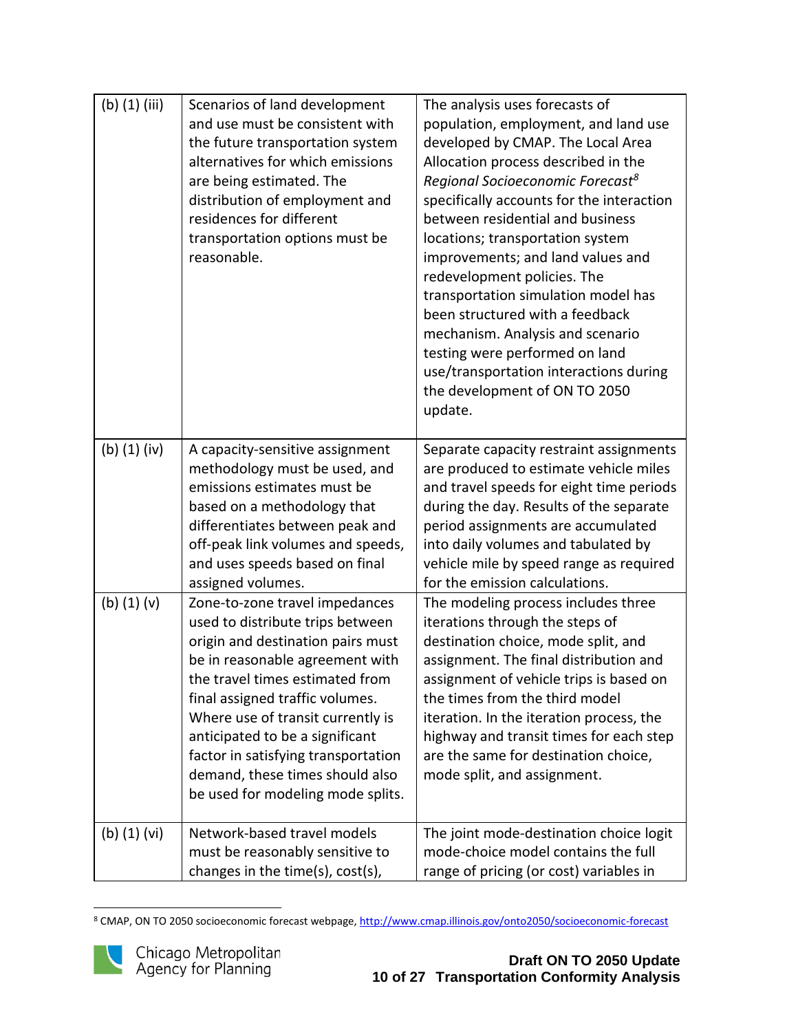| | | |
|---|---|---|
| (b) (1) (iii) | Scenarios of land development and use must be consistent with the future transportation system alternatives for which emissions are being estimated. The distribution of employment and residences for different transportation options must be reasonable. | The analysis uses forecasts of population, employment, and land use developed by CMAP. The Local Area Allocation process described in the *Regional Socioeconomic Forecast*[8] specifically accounts for the interaction between residential and business locations; transportation system improvements; and land values and redevelopment policies. The transportation simulation model has been structured with a feedback mechanism. Analysis and scenario testing were performed on land use/transportation interactions during the development of ON TO 2050 update. |
| (b) (1) (iv) | A capacity-sensitive assignment methodology must be used, and emissions estimates must be based on a methodology that differentiates between peak and off-peak link volumes and speeds, and uses speeds based on final assigned volumes. | Separate capacity restraint assignments are produced to estimate vehicle miles and travel speeds for eight time periods during the day. Results of the separate period assignments are accumulated into daily volumes and tabulated by vehicle mile by speed range as required for the emission calculations. |
| (b) (1) (v) | Zone-to-zone travel impedances used to distribute trips between origin and destination pairs must be in reasonable agreement with the travel times estimated from final assigned traffic volumes. Where use of transit currently is anticipated to be a significant factor in satisfying transportation demand, these times should also be used for modeling mode splits. | The modeling process includes three iterations through the steps of destination choice, mode split, and assignment. The final distribution and assignment of vehicle trips is based on the times from the third model iteration. In the iteration process, the highway and transit times for each step are the same for destination choice, mode split, and assignment. |
| (b) (1) (vi) | Network-based travel models must be reasonably sensitive to changes in the time(s), cost(s), | The joint mode-destination choice logit mode-choice model contains the full range of pricing (or cost) variables in |

[8] CMAP, ON TO 2050 socioeconomic forecast webpage, http://www.cmap.illinois.gov/onto2050/socioeconomic-forecast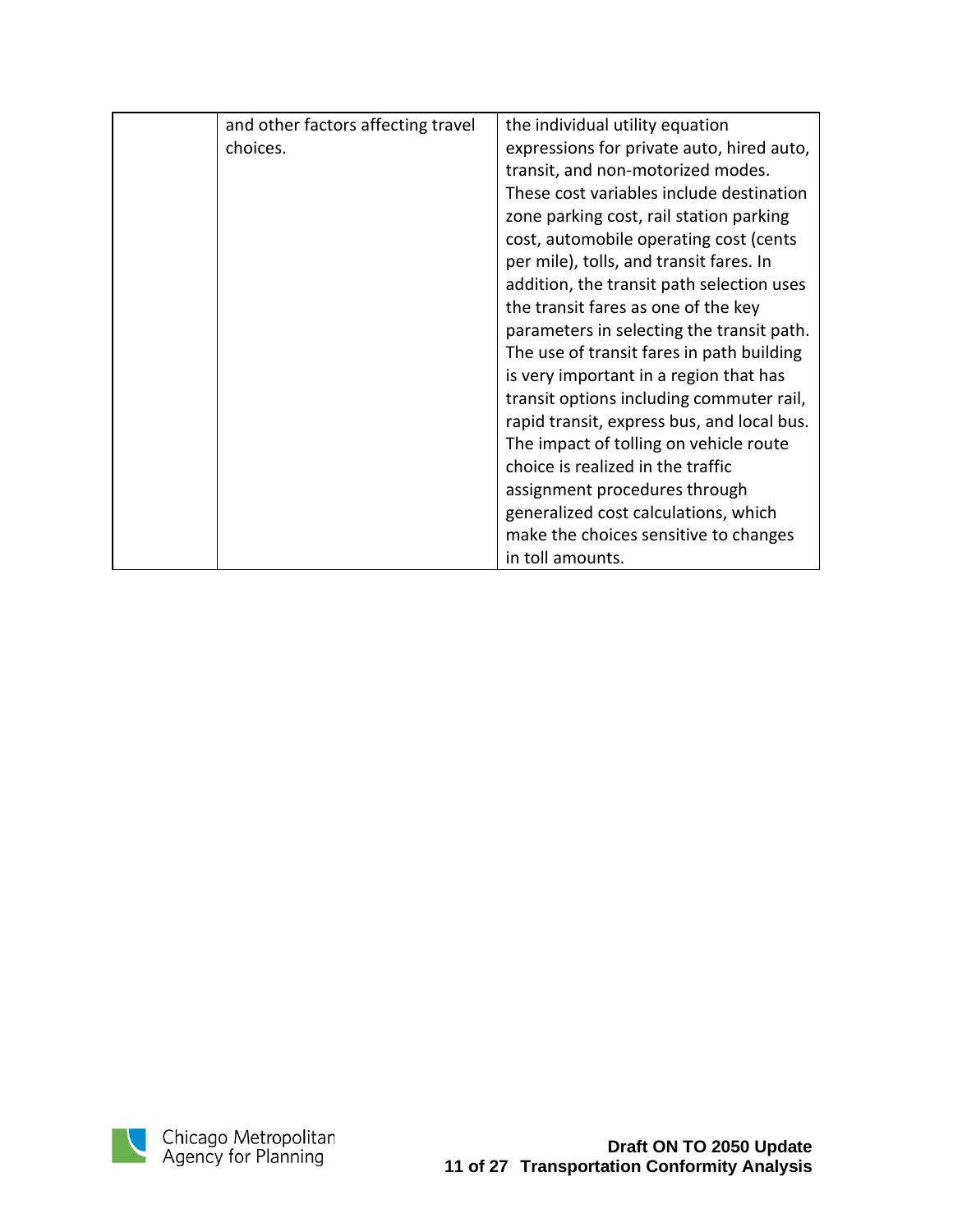| | | |
|---|---|---|
| | and other factors affecting travel choices. | the individual utility equation expressions for private auto, hired auto, transit, and non-motorized modes. These cost variables include destination zone parking cost, rail station parking cost, automobile operating cost (cents per mile), tolls, and transit fares. In addition, the transit path selection uses the transit fares as one of the key parameters in selecting the transit path. The use of transit fares in path building is very important in a region that has transit options including commuter rail, rapid transit, express bus, and local bus. The impact of tolling on vehicle route choice is realized in the traffic assignment procedures through generalized cost calculations, which make the choices sensitive to changes in toll amounts. |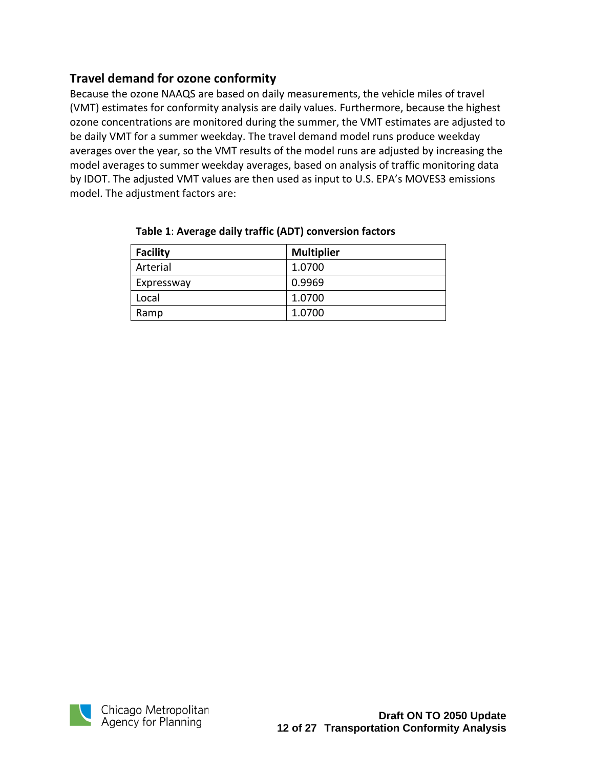## Travel demand for ozone conformity

Because the ozone NAAQS are based on daily measurements, the vehicle miles of travel (VMT) estimates for conformity analysis are daily values. Furthermore, because the highest ozone concentrations are monitored during the summer, the VMT estimates are adjusted to be daily VMT for a summer weekday. The travel demand model runs produce weekday averages over the year, so the VMT results of the model runs are adjusted by increasing the model averages to summer weekday averages, based on analysis of traffic monitoring data by IDOT. The adjusted VMT values are then used as input to U.S. EPA's MOVES3 emissions model. The adjustment factors are:

**Table 1**: **Average daily traffic (ADT) conversion factors**

| Facility | Multiplier |
|---|---|
| Arterial | 1.0700 |
| Expressway | 0.9969 |
| Local | 1.0700 |
| Ramp | 1.0700 |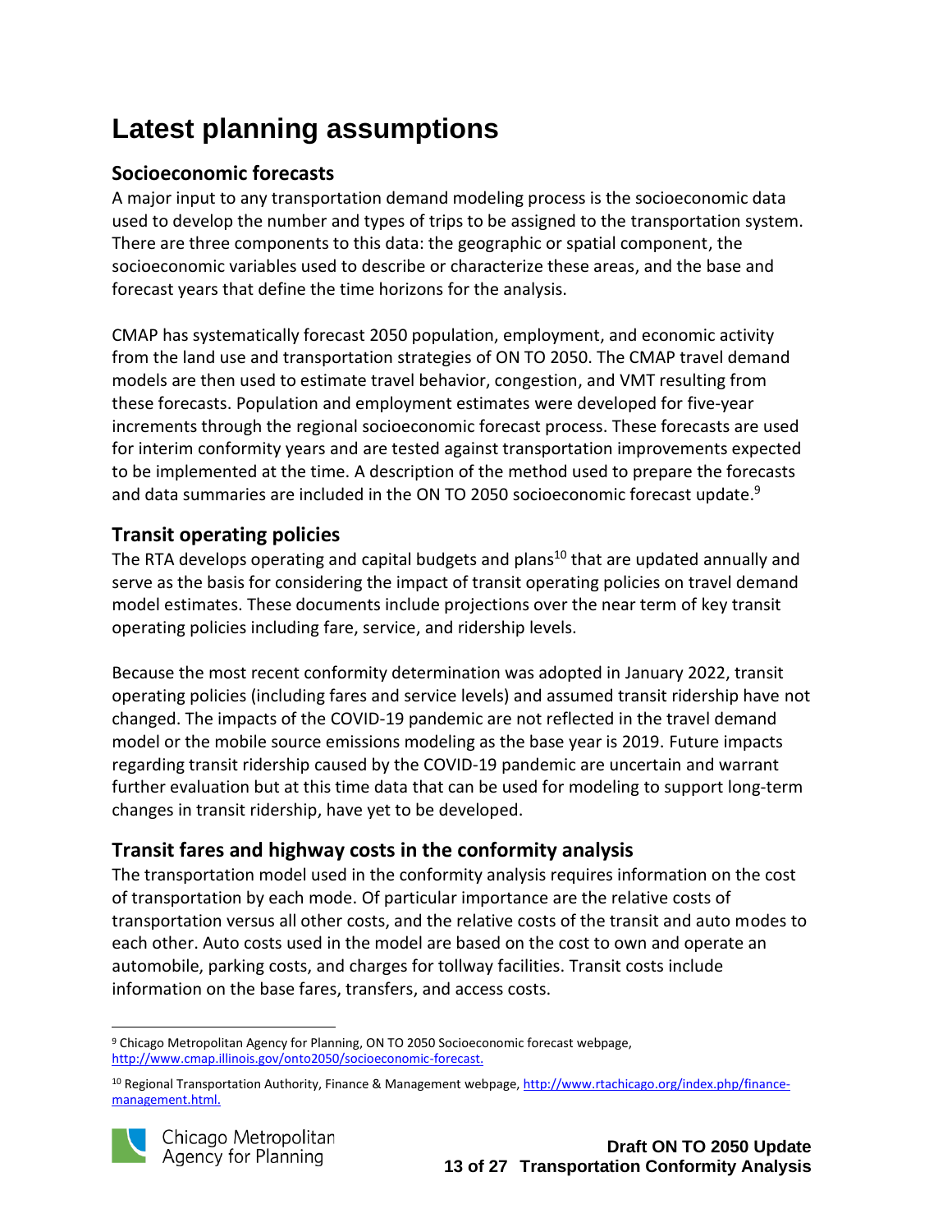# Latest planning assumptions

## Socioeconomic forecasts

A major input to any transportation demand modeling process is the socioeconomic data used to develop the number and types of trips to be assigned to the transportation system. There are three components to this data: the geographic or spatial component, the socioeconomic variables used to describe or characterize these areas, and the base and forecast years that define the time horizons for the analysis.

CMAP has systematically forecast 2050 population, employment, and economic activity from the land use and transportation strategies of ON TO 2050. The CMAP travel demand models are then used to estimate travel behavior, congestion, and VMT resulting from these forecasts. Population and employment estimates were developed for five-year increments through the regional socioeconomic forecast process. These forecasts are used for interim conformity years and are tested against transportation improvements expected to be implemented at the time. A description of the method used to prepare the forecasts and data summaries are included in the ON TO 2050 socioeconomic forecast update.[9]

## Transit operating policies

The RTA develops operating and capital budgets and plans[10] that are updated annually and serve as the basis for considering the impact of transit operating policies on travel demand model estimates. These documents include projections over the near term of key transit operating policies including fare, service, and ridership levels.

Because the most recent conformity determination was adopted in January 2022, transit operating policies (including fares and service levels) and assumed transit ridership have not changed. The impacts of the COVID-19 pandemic are not reflected in the travel demand model or the mobile source emissions modeling as the base year is 2019. Future impacts regarding transit ridership caused by the COVID-19 pandemic are uncertain and warrant further evaluation but at this time data that can be used for modeling to support long-term changes in transit ridership, have yet to be developed.

## Transit fares and highway costs in the conformity analysis

The transportation model used in the conformity analysis requires information on the cost of transportation by each mode. Of particular importance are the relative costs of transportation versus all other costs, and the relative costs of the transit and auto modes to each other. Auto costs used in the model are based on the cost to own and operate an automobile, parking costs, and charges for tollway facilities. Transit costs include information on the base fares, transfers, and access costs.

---

[9] Chicago Metropolitan Agency for Planning, ON TO 2050 Socioeconomic forecast webpage, http://www.cmap.illinois.gov/onto2050/socioeconomic-forecast.

[10] Regional Transportation Authority, Finance & Management webpage, http://www.rtachicago.org/index.php/finance-management.html.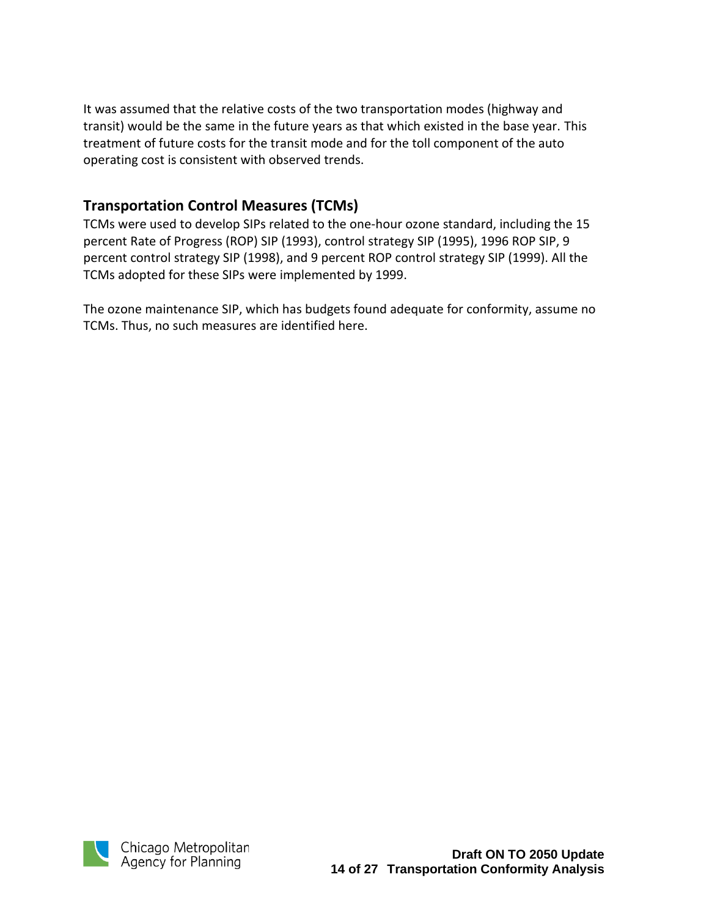It was assumed that the relative costs of the two transportation modes (highway and transit) would be the same in the future years as that which existed in the base year. This treatment of future costs for the transit mode and for the toll component of the auto operating cost is consistent with observed trends.

## Transportation Control Measures (TCMs)

TCMs were used to develop SIPs related to the one-hour ozone standard, including the 15 percent Rate of Progress (ROP) SIP (1993), control strategy SIP (1995), 1996 ROP SIP, 9 percent control strategy SIP (1998), and 9 percent ROP control strategy SIP (1999). All the TCMs adopted for these SIPs were implemented by 1999.

The ozone maintenance SIP, which has budgets found adequate for conformity, assume no TCMs. Thus, no such measures are identified here.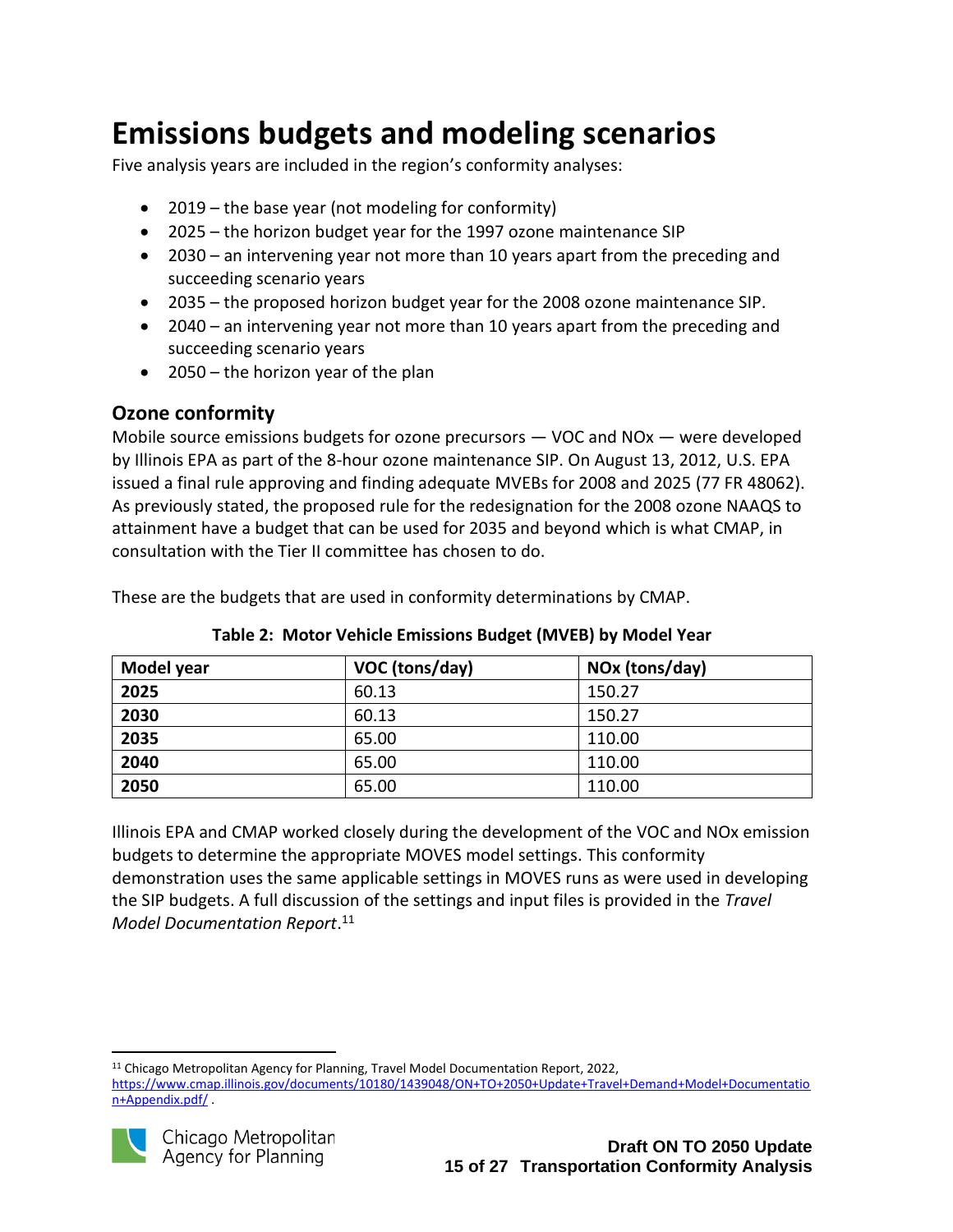# Emissions budgets and modeling scenarios

Five analysis years are included in the region's conformity analyses:

- 2019 – the base year (not modeling for conformity)
- 2025 – the horizon budget year for the 1997 ozone maintenance SIP
- 2030 – an intervening year not more than 10 years apart from the preceding and succeeding scenario years
- 2035 – the proposed horizon budget year for the 2008 ozone maintenance SIP.
- 2040 – an intervening year not more than 10 years apart from the preceding and succeeding scenario years
- 2050 – the horizon year of the plan

## Ozone conformity

Mobile source emissions budgets for ozone precursors — VOC and NOx — were developed by Illinois EPA as part of the 8-hour ozone maintenance SIP. On August 13, 2012, U.S. EPA issued a final rule approving and finding adequate MVEBs for 2008 and 2025 (77 FR 48062). As previously stated, the proposed rule for the redesignation for the 2008 ozone NAAQS to attainment have a budget that can be used for 2035 and beyond which is what CMAP, in consultation with the Tier II committee has chosen to do.

These are the budgets that are used in conformity determinations by CMAP.

**Table 2: Motor Vehicle Emissions Budget (MVEB) by Model Year**

| Model year | VOC (tons/day) | NOx (tons/day) |
|---|---|---|
| **2025** | 60.13 | 150.27 |
| **2030** | 60.13 | 150.27 |
| **2035** | 65.00 | 110.00 |
| **2040** | 65.00 | 110.00 |
| **2050** | 65.00 | 110.00 |

Illinois EPA and CMAP worked closely during the development of the VOC and NOx emission budgets to determine the appropriate MOVES model settings. This conformity demonstration uses the same applicable settings in MOVES runs as were used in developing the SIP budgets. A full discussion of the settings and input files is provided in the *Travel Model Documentation Report*.[11]

[11] Chicago Metropolitan Agency for Planning, Travel Model Documentation Report, 2022, https://www.cmap.illinois.gov/documents/10180/1439048/ON+TO+2050+Update+Travel+Demand+Model+Documentation+Appendix.pdf/ .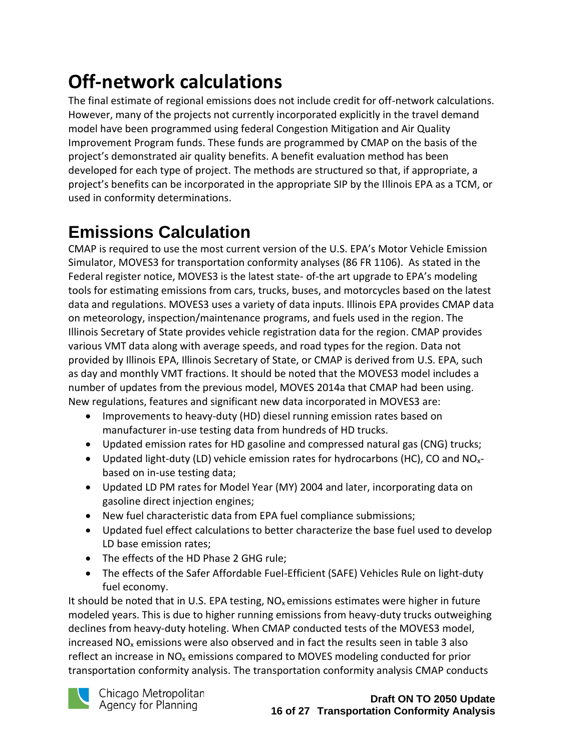# Off-network calculations

The final estimate of regional emissions does not include credit for off-network calculations. However, many of the projects not currently incorporated explicitly in the travel demand model have been programmed using federal Congestion Mitigation and Air Quality Improvement Program funds. These funds are programmed by CMAP on the basis of the project's demonstrated air quality benefits. A benefit evaluation method has been developed for each type of project. The methods are structured so that, if appropriate, a project's benefits can be incorporated in the appropriate SIP by the Illinois EPA as a TCM, or used in conformity determinations.

# Emissions Calculation

CMAP is required to use the most current version of the U.S. EPA's Motor Vehicle Emission Simulator, MOVES3 for transportation conformity analyses (86 FR 1106). As stated in the Federal register notice, MOVES3 is the latest state- of-the art upgrade to EPA's modeling tools for estimating emissions from cars, trucks, buses, and motorcycles based on the latest data and regulations. MOVES3 uses a variety of data inputs. Illinois EPA provides CMAP data on meteorology, inspection/maintenance programs, and fuels used in the region. The Illinois Secretary of State provides vehicle registration data for the region. CMAP provides various VMT data along with average speeds, and road types for the region. Data not provided by Illinois EPA, Illinois Secretary of State, or CMAP is derived from U.S. EPA, such as day and monthly VMT fractions. It should be noted that the MOVES3 model includes a number of updates from the previous model, MOVES 2014a that CMAP had been using. New regulations, features and significant new data incorporated in MOVES3 are:

- Improvements to heavy-duty (HD) diesel running emission rates based on manufacturer in-use testing data from hundreds of HD trucks.
- Updated emission rates for HD gasoline and compressed natural gas (CNG) trucks;
- Updated light-duty (LD) vehicle emission rates for hydrocarbons (HC), CO and $NO_x$- based on in-use testing data;
- Updated LD PM rates for Model Year (MY) 2004 and later, incorporating data on gasoline direct injection engines;
- New fuel characteristic data from EPA fuel compliance submissions;
- Updated fuel effect calculations to better characterize the base fuel used to develop LD base emission rates;
- The effects of the HD Phase 2 GHG rule;
- The effects of the Safer Affordable Fuel-Efficient (SAFE) Vehicles Rule on light-duty fuel economy.

It should be noted that in U.S. EPA testing, $NO_x$ emissions estimates were higher in future modeled years. This is due to higher running emissions from heavy-duty trucks outweighing declines from heavy-duty hoteling. When CMAP conducted tests of the MOVES3 model, increased $NO_x$ emissions were also observed and in fact the results seen in table 3 also reflect an increase in $NO_x$ emissions compared to MOVES modeling conducted for prior transportation conformity analysis. The transportation conformity analysis CMAP conducts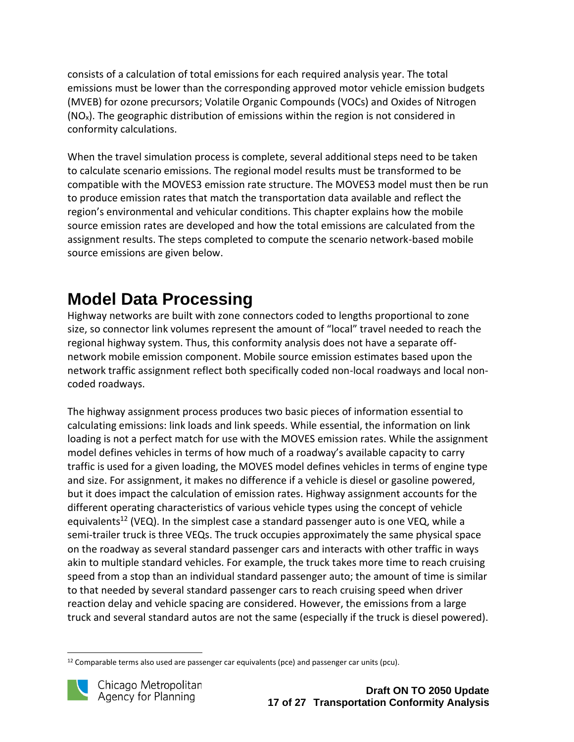consists of a calculation of total emissions for each required analysis year. The total emissions must be lower than the corresponding approved motor vehicle emission budgets (MVEB) for ozone precursors; Volatile Organic Compounds (VOCs) and Oxides of Nitrogen ($NO_x$). The geographic distribution of emissions within the region is not considered in conformity calculations.

When the travel simulation process is complete, several additional steps need to be taken to calculate scenario emissions. The regional model results must be transformed to be compatible with the MOVES3 emission rate structure. The MOVES3 model must then be run to produce emission rates that match the transportation data available and reflect the region's environmental and vehicular conditions. This chapter explains how the mobile source emission rates are developed and how the total emissions are calculated from the assignment results. The steps completed to compute the scenario network-based mobile source emissions are given below.

# Model Data Processing

Highway networks are built with zone connectors coded to lengths proportional to zone size, so connector link volumes represent the amount of "local" travel needed to reach the regional highway system. Thus, this conformity analysis does not have a separate off-network mobile emission component. Mobile source emission estimates based upon the network traffic assignment reflect both specifically coded non-local roadways and local non-coded roadways.

The highway assignment process produces two basic pieces of information essential to calculating emissions: link loads and link speeds. While essential, the information on link loading is not a perfect match for use with the MOVES emission rates. While the assignment model defines vehicles in terms of how much of a roadway's available capacity to carry traffic is used for a given loading, the MOVES model defines vehicles in terms of engine type and size. For assignment, it makes no difference if a vehicle is diesel or gasoline powered, but it does impact the calculation of emission rates. Highway assignment accounts for the different operating characteristics of various vehicle types using the concept of vehicle equivalents[12] (VEQ). In the simplest case a standard passenger auto is one VEQ, while a semi-trailer truck is three VEQs. The truck occupies approximately the same physical space on the roadway as several standard passenger cars and interacts with other traffic in ways akin to multiple standard vehicles. For example, the truck takes more time to reach cruising speed from a stop than an individual standard passenger auto; the amount of time is similar to that needed by several standard passenger cars to reach cruising speed when driver reaction delay and vehicle spacing are considered. However, the emissions from a large truck and several standard autos are not the same (especially if the truck is diesel powered).

[12] Comparable terms also used are passenger car equivalents (pce) and passenger car units (pcu).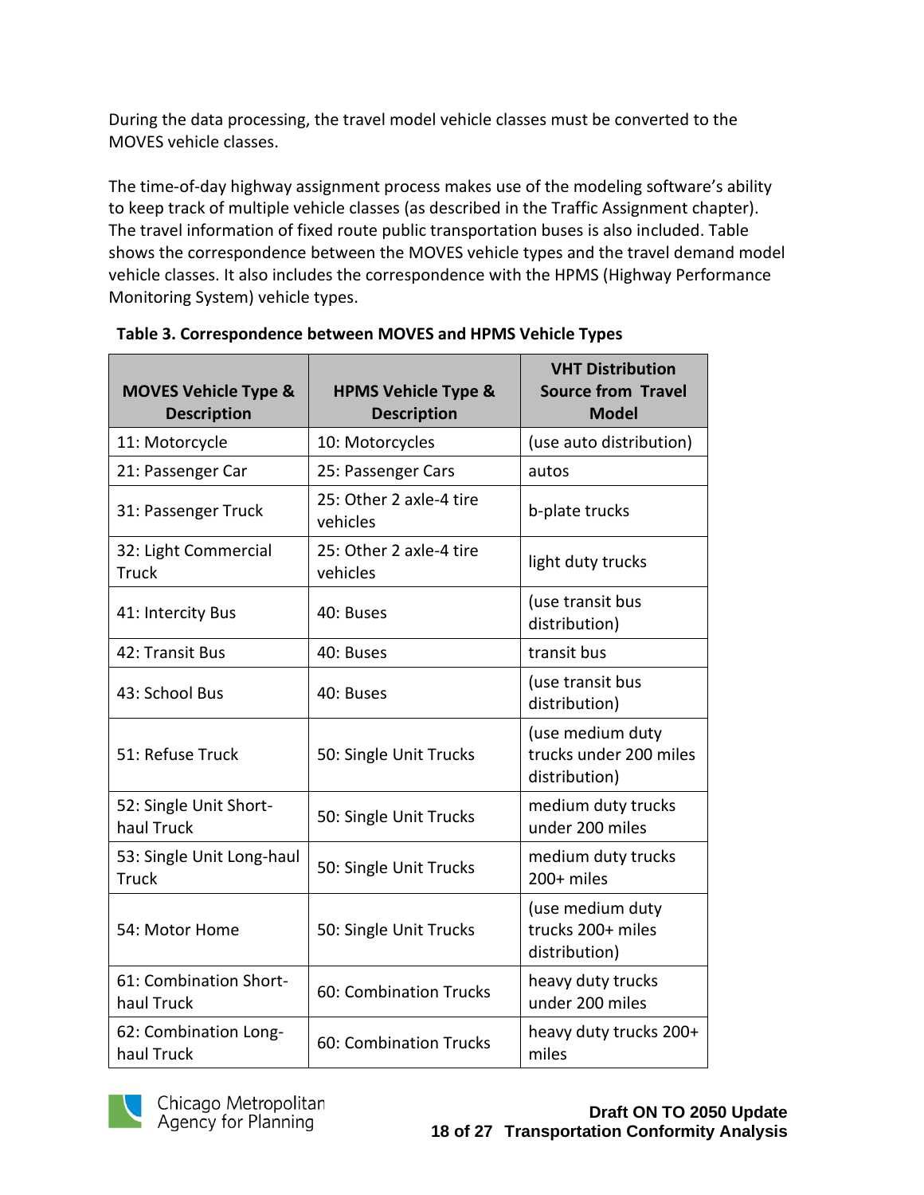During the data processing, the travel model vehicle classes must be converted to the MOVES vehicle classes.

The time-of-day highway assignment process makes use of the modeling software's ability to keep track of multiple vehicle classes (as described in the Traffic Assignment chapter). The travel information of fixed route public transportation buses is also included. Table shows the correspondence between the MOVES vehicle types and the travel demand model vehicle classes. It also includes the correspondence with the HPMS (Highway Performance Monitoring System) vehicle types.

**Table 3. Correspondence between MOVES and HPMS Vehicle Types**

| MOVES Vehicle Type & Description | HPMS Vehicle Type & Description | VHT Distribution Source from Travel Model |
|---|---|---|
| 11: Motorcycle | 10: Motorcycles | (use auto distribution) |
| 21: Passenger Car | 25: Passenger Cars | autos |
| 31: Passenger Truck | 25: Other 2 axle-4 tire vehicles | b-plate trucks |
| 32: Light Commercial Truck | 25: Other 2 axle-4 tire vehicles | light duty trucks |
| 41: Intercity Bus | 40: Buses | (use transit bus distribution) |
| 42: Transit Bus | 40: Buses | transit bus |
| 43: School Bus | 40: Buses | (use transit bus distribution) |
| 51: Refuse Truck | 50: Single Unit Trucks | (use medium duty trucks under 200 miles distribution) |
| 52: Single Unit Short-haul Truck | 50: Single Unit Trucks | medium duty trucks under 200 miles |
| 53: Single Unit Long-haul Truck | 50: Single Unit Trucks | medium duty trucks 200+ miles |
| 54: Motor Home | 50: Single Unit Trucks | (use medium duty trucks 200+ miles distribution) |
| 61: Combination Short-haul Truck | 60: Combination Trucks | heavy duty trucks under 200 miles |
| 62: Combination Long-haul Truck | 60: Combination Trucks | heavy duty trucks 200+ miles |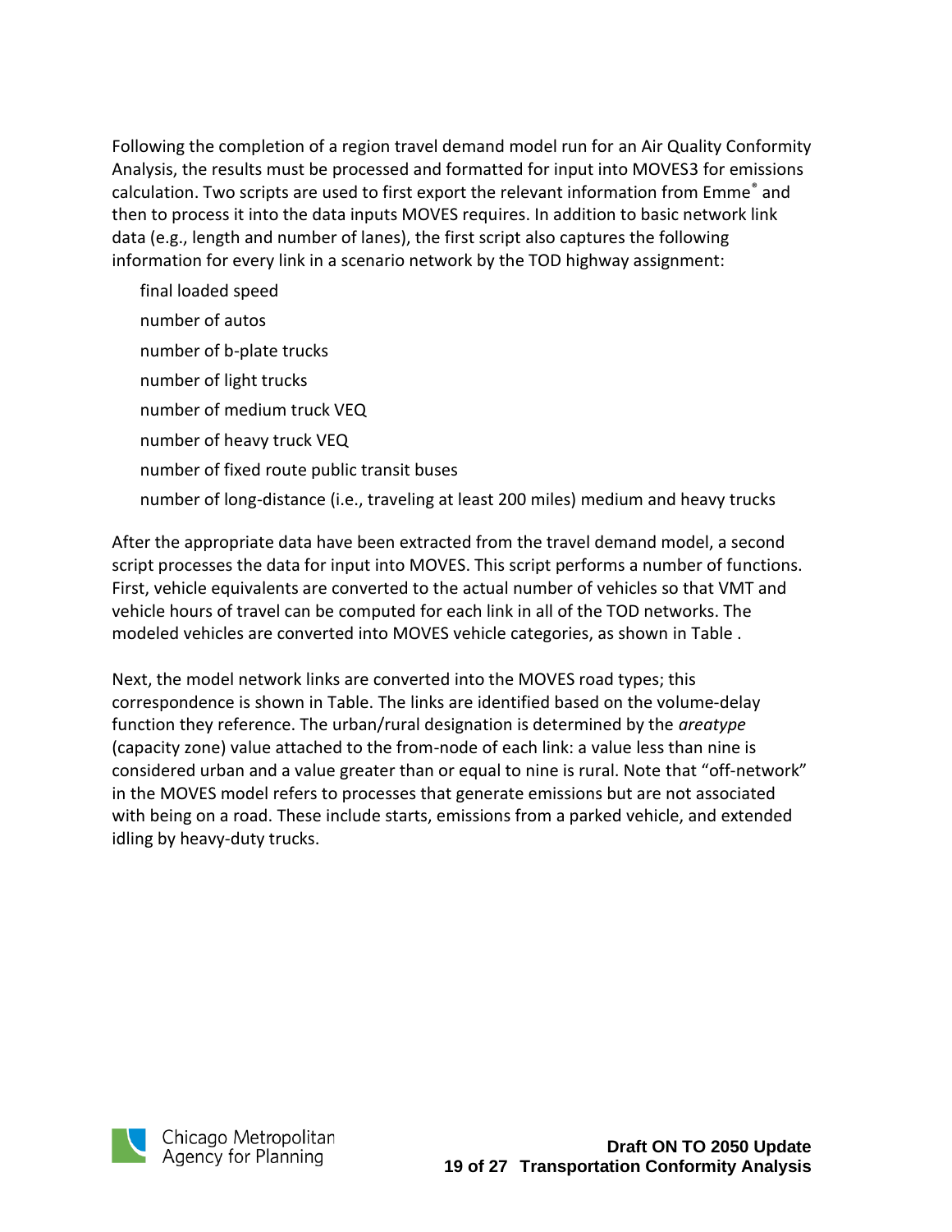Following the completion of a region travel demand model run for an Air Quality Conformity Analysis, the results must be processed and formatted for input into MOVES3 for emissions calculation. Two scripts are used to first export the relevant information from Emme® and then to process it into the data inputs MOVES requires. In addition to basic network link data (e.g., length and number of lanes), the first script also captures the following information for every link in a scenario network by the TOD highway assignment:

- final loaded speed
- number of autos
- number of b-plate trucks
- number of light trucks
- number of medium truck VEQ
- number of heavy truck VEQ
- number of fixed route public transit buses
- number of long-distance (i.e., traveling at least 200 miles) medium and heavy trucks

After the appropriate data have been extracted from the travel demand model, a second script processes the data for input into MOVES. This script performs a number of functions. First, vehicle equivalents are converted to the actual number of vehicles so that VMT and vehicle hours of travel can be computed for each link in all of the TOD networks. The modeled vehicles are converted into MOVES vehicle categories, as shown in Table .

Next, the model network links are converted into the MOVES road types; this correspondence is shown in Table. The links are identified based on the volume-delay function they reference. The urban/rural designation is determined by the *areatype* (capacity zone) value attached to the from-node of each link: a value less than nine is considered urban and a value greater than or equal to nine is rural. Note that "off-network" in the MOVES model refers to processes that generate emissions but are not associated with being on a road. These include starts, emissions from a parked vehicle, and extended idling by heavy-duty trucks.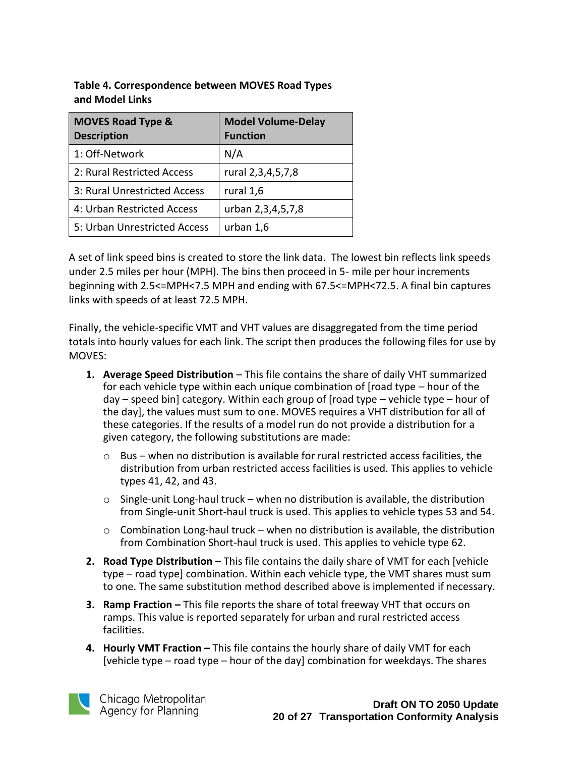**Table 4. Correspondence between MOVES Road Types and Model Links**

| MOVES Road Type & Description | Model Volume-Delay Function |
| --- | --- |
| 1: Off-Network | N/A |
| 2: Rural Restricted Access | rural 2,3,4,5,7,8 |
| 3: Rural Unrestricted Access | rural 1,6 |
| 4: Urban Restricted Access | urban 2,3,4,5,7,8 |
| 5: Urban Unrestricted Access | urban 1,6 |

A set of link speed bins is created to store the link data. The lowest bin reflects link speeds under 2.5 miles per hour (MPH). The bins then proceed in 5- mile per hour increments beginning with 2.5<=MPH<7.5 MPH and ending with 67.5<=MPH<72.5. A final bin captures links with speeds of at least 72.5 MPH.

Finally, the vehicle-specific VMT and VHT values are disaggregated from the time period totals into hourly values for each link. The script then produces the following files for use by MOVES:

1. **Average Speed Distribution** – This file contains the share of daily VHT summarized for each vehicle type within each unique combination of [road type – hour of the day – speed bin] category. Within each group of [road type – vehicle type – hour of the day], the values must sum to one. MOVES requires a VHT distribution for all of these categories. If the results of a model run do not provide a distribution for a given category, the following substitutions are made:
   - Bus – when no distribution is available for rural restricted access facilities, the distribution from urban restricted access facilities is used. This applies to vehicle types 41, 42, and 43.
   - Single-unit Long-haul truck – when no distribution is available, the distribution from Single-unit Short-haul truck is used. This applies to vehicle types 53 and 54.
   - Combination Long-haul truck – when no distribution is available, the distribution from Combination Short-haul truck is used. This applies to vehicle type 62.
2. **Road Type Distribution –** This file contains the daily share of VMT for each [vehicle type – road type] combination. Within each vehicle type, the VMT shares must sum to one. The same substitution method described above is implemented if necessary.
3. **Ramp Fraction –** This file reports the share of total freeway VHT that occurs on ramps. This value is reported separately for urban and rural restricted access facilities.
4. **Hourly VMT Fraction –** This file contains the hourly share of daily VMT for each [vehicle type – road type – hour of the day] combination for weekdays. The shares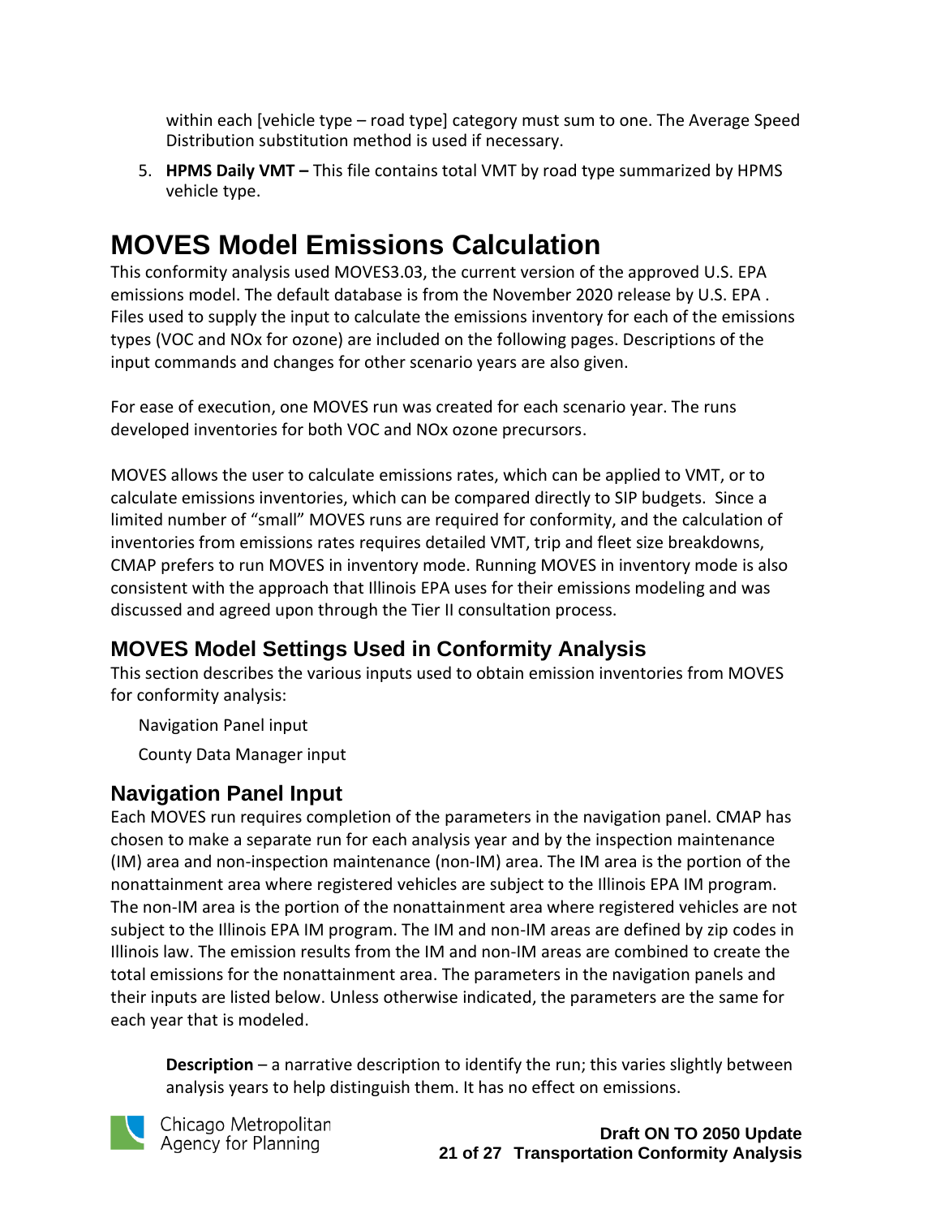within each [vehicle type – road type] category must sum to one. The Average Speed Distribution substitution method is used if necessary.

5. **HPMS Daily VMT –** This file contains total VMT by road type summarized by HPMS vehicle type.

# MOVES Model Emissions Calculation

This conformity analysis used MOVES3.03, the current version of the approved U.S. EPA emissions model. The default database is from the November 2020 release by U.S. EPA . Files used to supply the input to calculate the emissions inventory for each of the emissions types (VOC and NOx for ozone) are included on the following pages. Descriptions of the input commands and changes for other scenario years are also given.

For ease of execution, one MOVES run was created for each scenario year. The runs developed inventories for both VOC and NOx ozone precursors.

MOVES allows the user to calculate emissions rates, which can be applied to VMT, or to calculate emissions inventories, which can be compared directly to SIP budgets. Since a limited number of "small" MOVES runs are required for conformity, and the calculation of inventories from emissions rates requires detailed VMT, trip and fleet size breakdowns, CMAP prefers to run MOVES in inventory mode. Running MOVES in inventory mode is also consistent with the approach that Illinois EPA uses for their emissions modeling and was discussed and agreed upon through the Tier II consultation process.

## MOVES Model Settings Used in Conformity Analysis

This section describes the various inputs used to obtain emission inventories from MOVES for conformity analysis:

Navigation Panel input

County Data Manager input

## Navigation Panel Input

Each MOVES run requires completion of the parameters in the navigation panel. CMAP has chosen to make a separate run for each analysis year and by the inspection maintenance (IM) area and non-inspection maintenance (non-IM) area. The IM area is the portion of the nonattainment area where registered vehicles are subject to the Illinois EPA IM program. The non-IM area is the portion of the nonattainment area where registered vehicles are not subject to the Illinois EPA IM program. The IM and non-IM areas are defined by zip codes in Illinois law. The emission results from the IM and non-IM areas are combined to create the total emissions for the nonattainment area. The parameters in the navigation panels and their inputs are listed below. Unless otherwise indicated, the parameters are the same for each year that is modeled.

**Description** – a narrative description to identify the run; this varies slightly between analysis years to help distinguish them. It has no effect on emissions.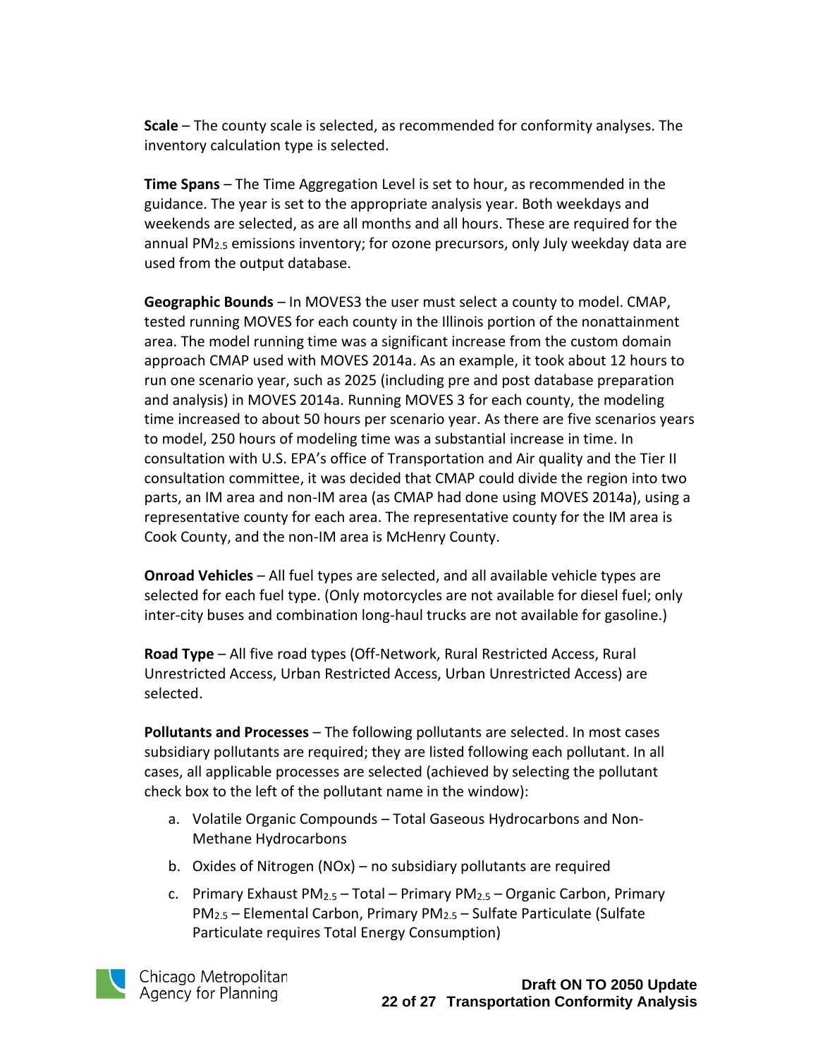**Scale** – The county scale is selected, as recommended for conformity analyses. The inventory calculation type is selected.

**Time Spans** – The Time Aggregation Level is set to hour, as recommended in the guidance. The year is set to the appropriate analysis year. Both weekdays and weekends are selected, as are all months and all hours. These are required for the annual $PM_{2.5}$ emissions inventory; for ozone precursors, only July weekday data are used from the output database.

**Geographic Bounds** – In MOVES3 the user must select a county to model. CMAP, tested running MOVES for each county in the Illinois portion of the nonattainment area. The model running time was a significant increase from the custom domain approach CMAP used with MOVES 2014a. As an example, it took about 12 hours to run one scenario year, such as 2025 (including pre and post database preparation and analysis) in MOVES 2014a. Running MOVES 3 for each county, the modeling time increased to about 50 hours per scenario year. As there are five scenarios years to model, 250 hours of modeling time was a substantial increase in time. In consultation with U.S. EPA's office of Transportation and Air quality and the Tier II consultation committee, it was decided that CMAP could divide the region into two parts, an IM area and non-IM area (as CMAP had done using MOVES 2014a), using a representative county for each area. The representative county for the IM area is Cook County, and the non-IM area is McHenry County.

**Onroad Vehicles** – All fuel types are selected, and all available vehicle types are selected for each fuel type. (Only motorcycles are not available for diesel fuel; only inter-city buses and combination long-haul trucks are not available for gasoline.)

**Road Type** – All five road types (Off-Network, Rural Restricted Access, Rural Unrestricted Access, Urban Restricted Access, Urban Unrestricted Access) are selected.

**Pollutants and Processes** – The following pollutants are selected. In most cases subsidiary pollutants are required; they are listed following each pollutant. In all cases, all applicable processes are selected (achieved by selecting the pollutant check box to the left of the pollutant name in the window):

a. Volatile Organic Compounds – Total Gaseous Hydrocarbons and Non-Methane Hydrocarbons
b. Oxides of Nitrogen (NOx) – no subsidiary pollutants are required
c. Primary Exhaust $PM_{2.5}$ – Total – Primary $PM_{2.5}$ – Organic Carbon, Primary $PM_{2.5}$ – Elemental Carbon, Primary $PM_{2.5}$ – Sulfate Particulate (Sulfate Particulate requires Total Energy Consumption)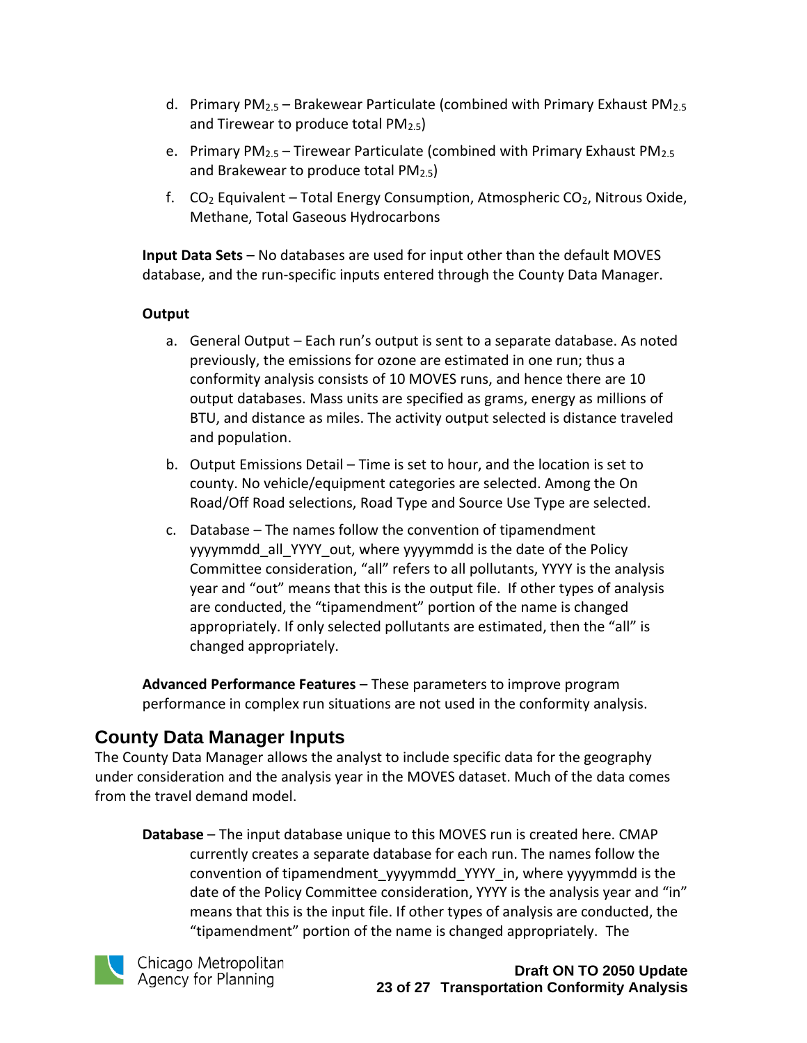d. Primary $PM_{2.5}$ – Brakewear Particulate (combined with Primary Exhaust $PM_{2.5}$ and Tirewear to produce total $PM_{2.5}$)

e. Primary $PM_{2.5}$ – Tirewear Particulate (combined with Primary Exhaust $PM_{2.5}$ and Brakewear to produce total $PM_{2.5}$)

f. $CO_2$ Equivalent – Total Energy Consumption, Atmospheric $CO_2$, Nitrous Oxide, Methane, Total Gaseous Hydrocarbons

**Input Data Sets** – No databases are used for input other than the default MOVES database, and the run-specific inputs entered through the County Data Manager.

**Output**

a. General Output – Each run's output is sent to a separate database. As noted previously, the emissions for ozone are estimated in one run; thus a conformity analysis consists of 10 MOVES runs, and hence there are 10 output databases. Mass units are specified as grams, energy as millions of BTU, and distance as miles. The activity output selected is distance traveled and population.

b. Output Emissions Detail – Time is set to hour, and the location is set to county. No vehicle/equipment categories are selected. Among the On Road/Off Road selections, Road Type and Source Use Type are selected.

c. Database – The names follow the convention of tipamendment yyyymmdd_all_YYYY_out, where yyyymmdd is the date of the Policy Committee consideration, "all" refers to all pollutants, YYYY is the analysis year and "out" means that this is the output file. If other types of analysis are conducted, the "tipamendment" portion of the name is changed appropriately. If only selected pollutants are estimated, then the "all" is changed appropriately.

**Advanced Performance Features** – These parameters to improve program performance in complex run situations are not used in the conformity analysis.

## County Data Manager Inputs

The County Data Manager allows the analyst to include specific data for the geography under consideration and the analysis year in the MOVES dataset. Much of the data comes from the travel demand model.

**Database** – The input database unique to this MOVES run is created here. CMAP currently creates a separate database for each run. The names follow the convention of tipamendment_yyyymmdd_YYYY_in, where yyyymmdd is the date of the Policy Committee consideration, YYYY is the analysis year and "in" means that this is the input file. If other types of analysis are conducted, the "tipamendment" portion of the name is changed appropriately. The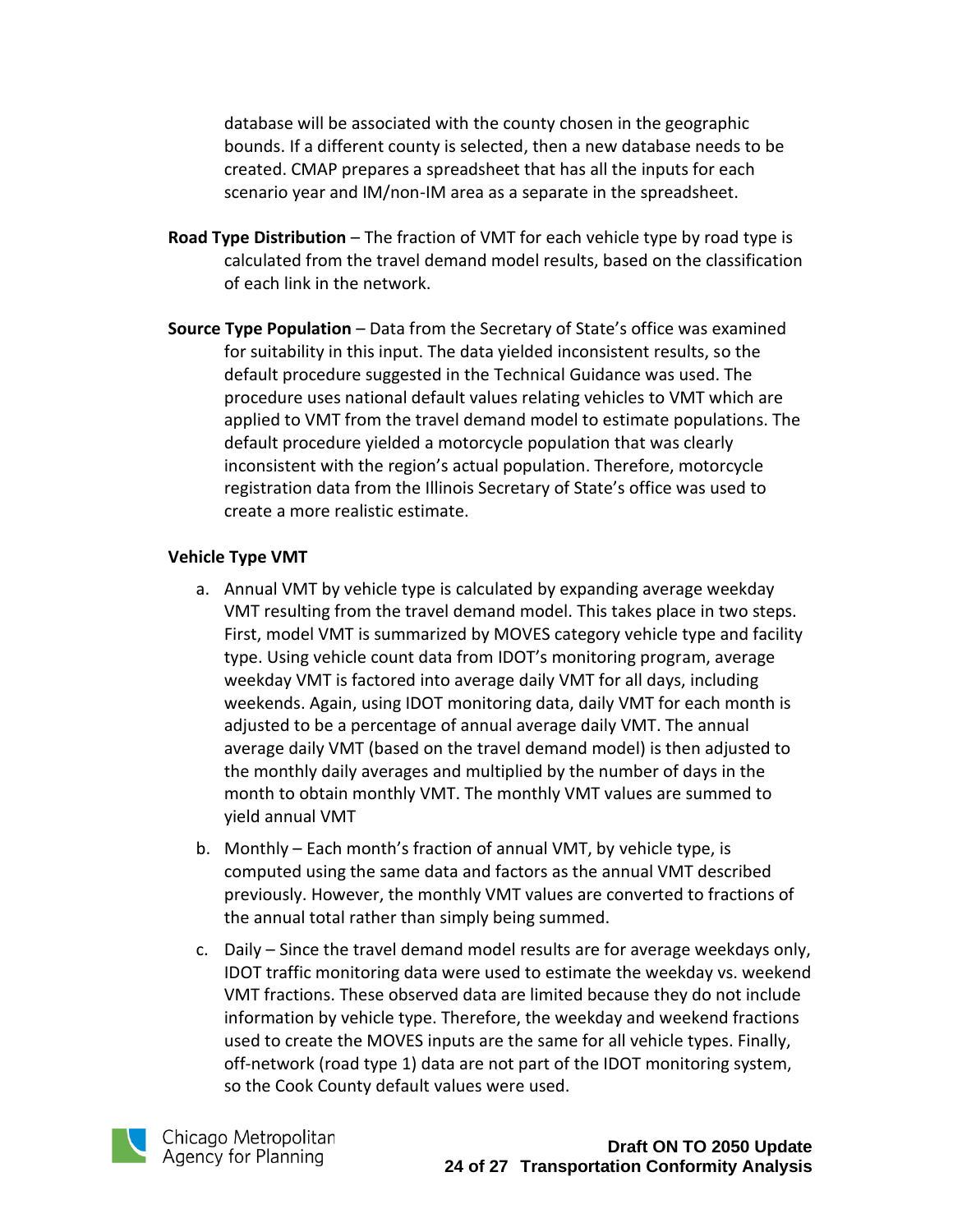database will be associated with the county chosen in the geographic bounds. If a different county is selected, then a new database needs to be created. CMAP prepares a spreadsheet that has all the inputs for each scenario year and IM/non-IM area as a separate in the spreadsheet.

**Road Type Distribution** – The fraction of VMT for each vehicle type by road type is calculated from the travel demand model results, based on the classification of each link in the network.

**Source Type Population** – Data from the Secretary of State's office was examined for suitability in this input. The data yielded inconsistent results, so the default procedure suggested in the Technical Guidance was used. The procedure uses national default values relating vehicles to VMT which are applied to VMT from the travel demand model to estimate populations. The default procedure yielded a motorcycle population that was clearly inconsistent with the region's actual population. Therefore, motorcycle registration data from the Illinois Secretary of State's office was used to create a more realistic estimate.

**Vehicle Type VMT**

a. Annual VMT by vehicle type is calculated by expanding average weekday VMT resulting from the travel demand model. This takes place in two steps. First, model VMT is summarized by MOVES category vehicle type and facility type. Using vehicle count data from IDOT's monitoring program, average weekday VMT is factored into average daily VMT for all days, including weekends. Again, using IDOT monitoring data, daily VMT for each month is adjusted to be a percentage of annual average daily VMT. The annual average daily VMT (based on the travel demand model) is then adjusted to the monthly daily averages and multiplied by the number of days in the month to obtain monthly VMT. The monthly VMT values are summed to yield annual VMT

b. Monthly – Each month's fraction of annual VMT, by vehicle type, is computed using the same data and factors as the annual VMT described previously. However, the monthly VMT values are converted to fractions of the annual total rather than simply being summed.

c. Daily – Since the travel demand model results are for average weekdays only, IDOT traffic monitoring data were used to estimate the weekday vs. weekend VMT fractions. These observed data are limited because they do not include information by vehicle type. Therefore, the weekday and weekend fractions used to create the MOVES inputs are the same for all vehicle types. Finally, off-network (road type 1) data are not part of the IDOT monitoring system, so the Cook County default values were used.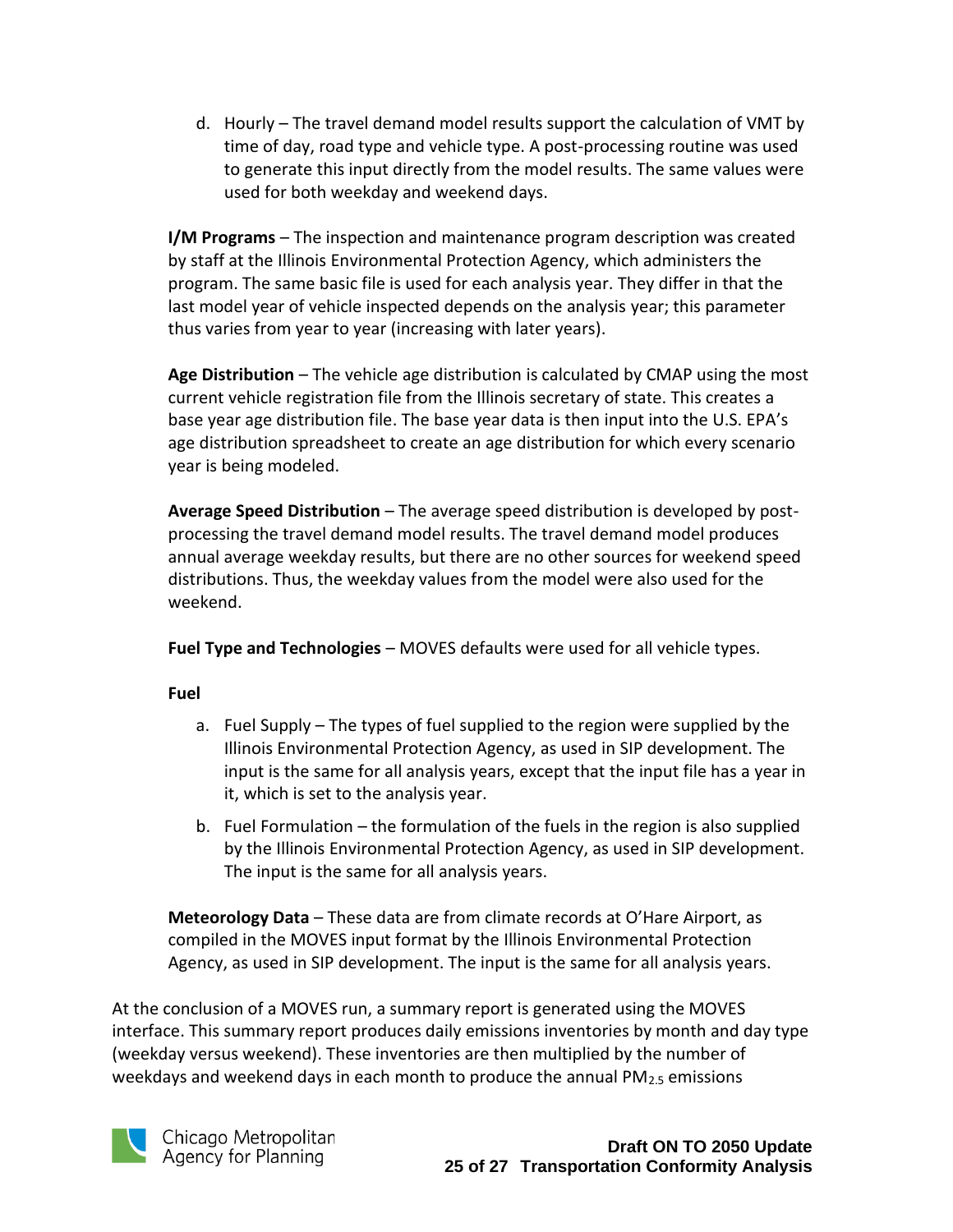d. Hourly – The travel demand model results support the calculation of VMT by time of day, road type and vehicle type. A post-processing routine was used to generate this input directly from the model results. The same values were used for both weekday and weekend days.

**I/M Programs** – The inspection and maintenance program description was created by staff at the Illinois Environmental Protection Agency, which administers the program. The same basic file is used for each analysis year. They differ in that the last model year of vehicle inspected depends on the analysis year; this parameter thus varies from year to year (increasing with later years).

**Age Distribution** – The vehicle age distribution is calculated by CMAP using the most current vehicle registration file from the Illinois secretary of state. This creates a base year age distribution file. The base year data is then input into the U.S. EPA's age distribution spreadsheet to create an age distribution for which every scenario year is being modeled.

**Average Speed Distribution** – The average speed distribution is developed by post-processing the travel demand model results. The travel demand model produces annual average weekday results, but there are no other sources for weekend speed distributions. Thus, the weekday values from the model were also used for the weekend.

**Fuel Type and Technologies** – MOVES defaults were used for all vehicle types.

**Fuel**

a. Fuel Supply – The types of fuel supplied to the region were supplied by the Illinois Environmental Protection Agency, as used in SIP development. The input is the same for all analysis years, except that the input file has a year in it, which is set to the analysis year.

b. Fuel Formulation – the formulation of the fuels in the region is also supplied by the Illinois Environmental Protection Agency, as used in SIP development. The input is the same for all analysis years.

**Meteorology Data** – These data are from climate records at O'Hare Airport, as compiled in the MOVES input format by the Illinois Environmental Protection Agency, as used in SIP development. The input is the same for all analysis years.

At the conclusion of a MOVES run, a summary report is generated using the MOVES interface. This summary report produces daily emissions inventories by month and day type (weekday versus weekend). These inventories are then multiplied by the number of weekdays and weekend days in each month to produce the annual $PM_{2.5}$ emissions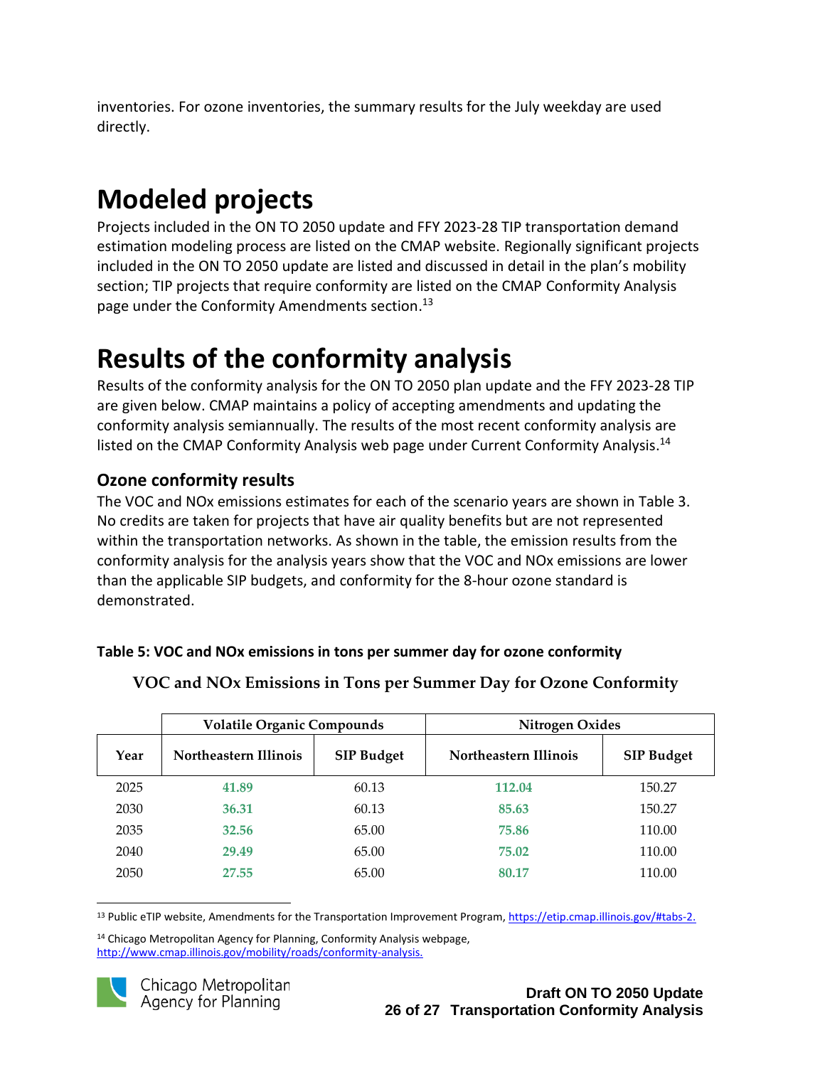inventories. For ozone inventories, the summary results for the July weekday are used directly.

# Modeled projects

Projects included in the ON TO 2050 update and FFY 2023-28 TIP transportation demand estimation modeling process are listed on the CMAP website. Regionally significant projects included in the ON TO 2050 update are listed and discussed in detail in the plan's mobility section; TIP projects that require conformity are listed on the CMAP Conformity Analysis page under the Conformity Amendments section.[13]

# Results of the conformity analysis

Results of the conformity analysis for the ON TO 2050 plan update and the FFY 2023-28 TIP are given below. CMAP maintains a policy of accepting amendments and updating the conformity analysis semiannually. The results of the most recent conformity analysis are listed on the CMAP Conformity Analysis web page under Current Conformity Analysis.[14]

## Ozone conformity results

The VOC and NOx emissions estimates for each of the scenario years are shown in Table 3. No credits are taken for projects that have air quality benefits but are not represented within the transportation networks. As shown in the table, the emission results from the conformity analysis for the analysis years show that the VOC and NOx emissions are lower than the applicable SIP budgets, and conformity for the 8-hour ozone standard is demonstrated.

**Table 5: VOC and NOx emissions in tons per summer day for ozone conformity**

**VOC and NOx Emissions in Tons per Summer Day for Ozone Conformity**

| | Volatile Organic Compounds | | Nitrogen Oxides | |
|---|---|---|---|---|
| Year | Northeastern Illinois | SIP Budget | Northeastern Illinois | SIP Budget |
| 2025 | 41.89 | 60.13 | 112.04 | 150.27 |
| 2030 | 36.31 | 60.13 | 85.63 | 150.27 |
| 2035 | 32.56 | 65.00 | 75.86 | 110.00 |
| 2040 | 29.49 | 65.00 | 75.02 | 110.00 |
| 2050 | 27.55 | 65.00 | 80.17 | 110.00 |

[13] Public eTIP website, Amendments for the Transportation Improvement Program, https://etip.cmap.illinois.gov/#tabs-2.

[14] Chicago Metropolitan Agency for Planning, Conformity Analysis webpage, http://www.cmap.illinois.gov/mobility/roads/conformity-analysis.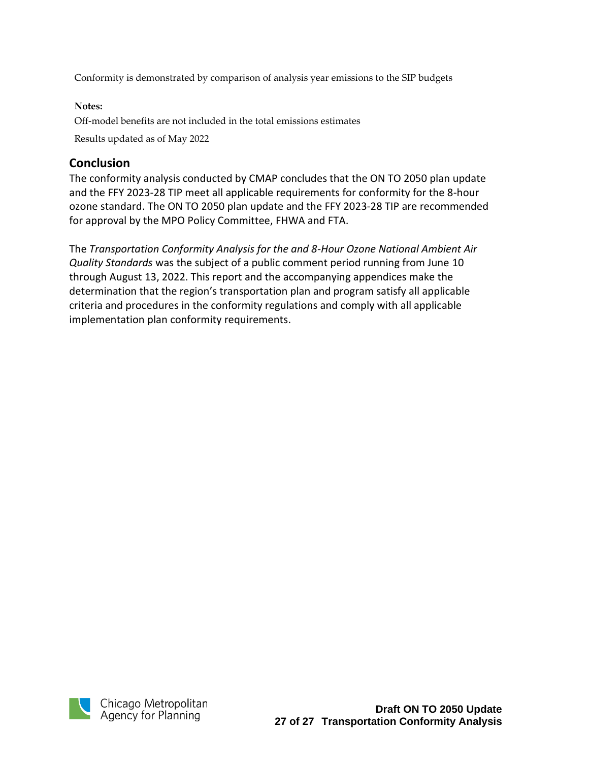Conformity is demonstrated by comparison of analysis year emissions to the SIP budgets

**Notes:**

Off-model benefits are not included in the total emissions estimates

Results updated as of May 2022

## Conclusion

The conformity analysis conducted by CMAP concludes that the ON TO 2050 plan update and the FFY 2023-28 TIP meet all applicable requirements for conformity for the 8-hour ozone standard. The ON TO 2050 plan update and the FFY 2023-28 TIP are recommended for approval by the MPO Policy Committee, FHWA and FTA.

The *Transportation Conformity Analysis for the and 8-Hour Ozone National Ambient Air Quality Standards* was the subject of a public comment period running from June 10 through August 13, 2022. This report and the accompanying appendices make the determination that the region's transportation plan and program satisfy all applicable criteria and procedures in the conformity regulations and comply with all applicable implementation plan conformity requirements.